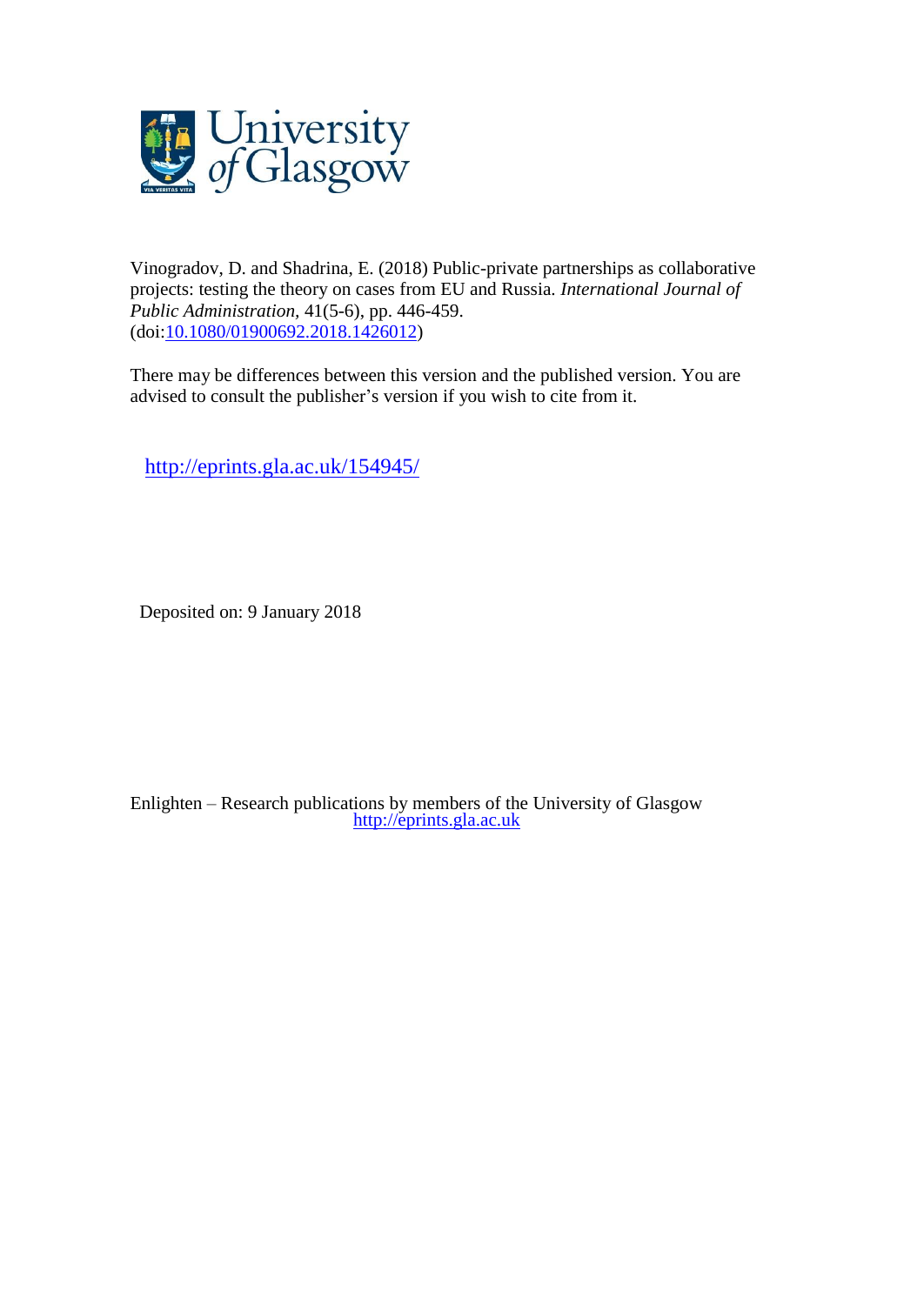Vinogradov, D. and Shadrina, E. (2018) Public-private partnerships as collaborative projects: testing the theory on cases from EU and Russia. *International Journal of Public Administration*, 41(5-6), pp. 446-459. (doi:[10.1080/01900692.2018.1426012](https://doi.org/10.1080/01900692.2018.1426012))

There may be differences between this version and the published version. You are advised to consult the publisher's version if you wish to cite from it.

http://eprints.gla.ac.uk/154945/

Deposited on: 9 January 2018

Enlighten – Research publications by members of the University of Glasgow
http://eprints.gla.ac.uk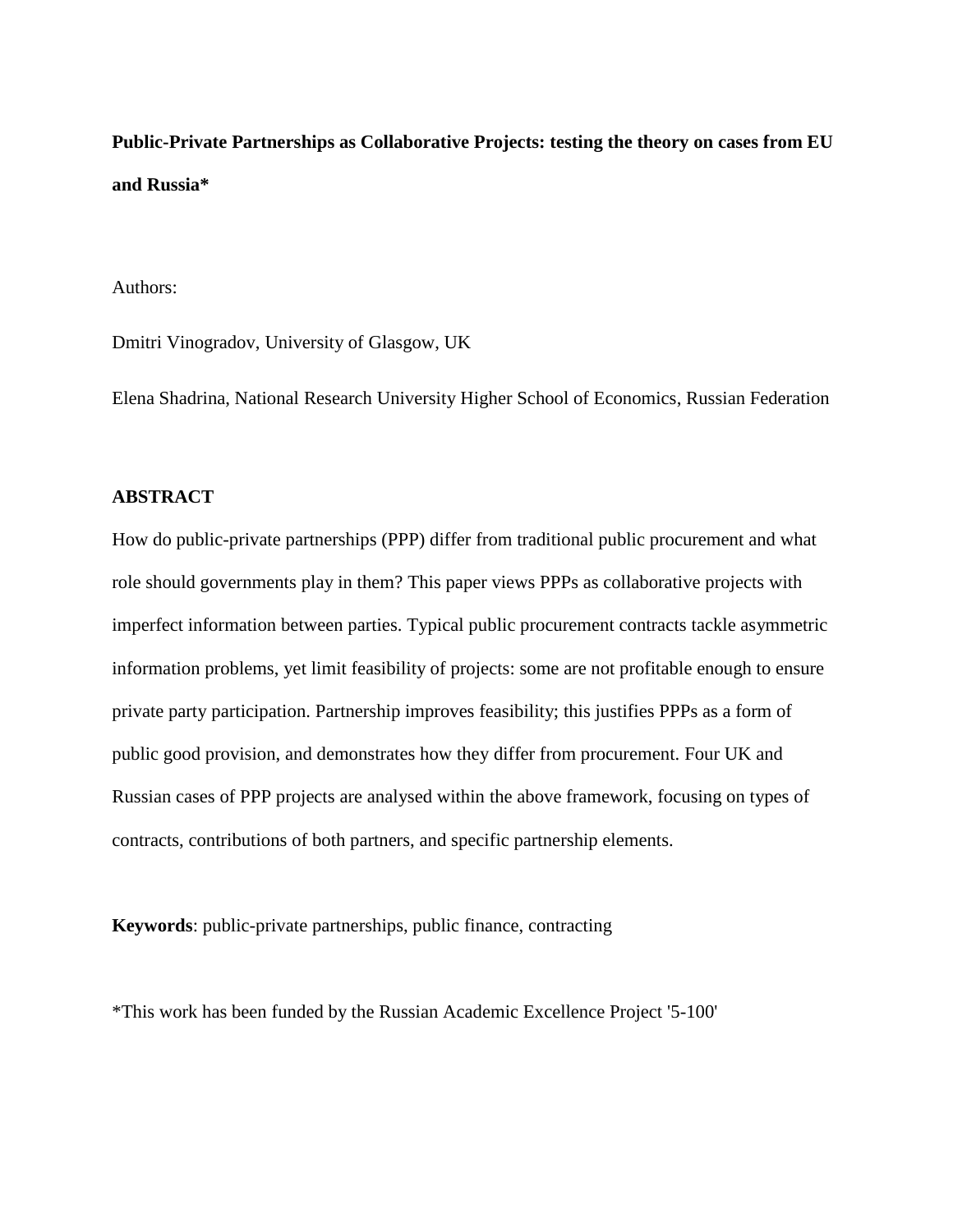**Public-Private Partnerships as Collaborative Projects: testing the theory on cases from EU and Russia***

Authors:

Dmitri Vinogradov, University of Glasgow, UK

Elena Shadrina, National Research University Higher School of Economics, Russian Federation

**ABSTRACT**

How do public-private partnerships (PPP) differ from traditional public procurement and what role should governments play in them? This paper views PPPs as collaborative projects with imperfect information between parties. Typical public procurement contracts tackle asymmetric information problems, yet limit feasibility of projects: some are not profitable enough to ensure private party participation. Partnership improves feasibility; this justifies PPPs as a form of public good provision, and demonstrates how they differ from procurement. Four UK and Russian cases of PPP projects are analysed within the above framework, focusing on types of contracts, contributions of both partners, and specific partnership elements.

**Keywords**: public-private partnerships, public finance, contracting

*This work has been funded by the Russian Academic Excellence Project '5-100'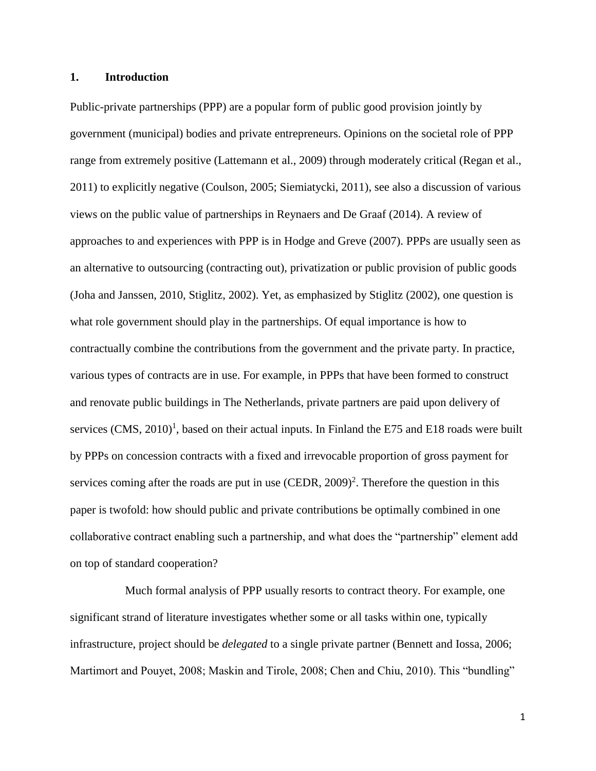## 1. Introduction

Public-private partnerships (PPP) are a popular form of public good provision jointly by government (municipal) bodies and private entrepreneurs. Opinions on the societal role of PPP range from extremely positive (Lattemann et al., 2009) through moderately critical (Regan et al., 2011) to explicitly negative (Coulson, 2005; Siemiatycki, 2011), see also a discussion of various views on the public value of partnerships in Reynaers and De Graaf (2014). A review of approaches to and experiences with PPP is in Hodge and Greve (2007). PPPs are usually seen as an alternative to outsourcing (contracting out), privatization or public provision of public goods (Joha and Janssen, 2010, Stiglitz, 2002). Yet, as emphasized by Stiglitz (2002), one question is what role government should play in the partnerships. Of equal importance is how to contractually combine the contributions from the government and the private party. In practice, various types of contracts are in use. For example, in PPPs that have been formed to construct and renovate public buildings in The Netherlands, private partners are paid upon delivery of services (CMS, 2010)[1], based on their actual inputs. In Finland the E75 and E18 roads were built by PPPs on concession contracts with a fixed and irrevocable proportion of gross payment for services coming after the roads are put in use (CEDR, 2009)[2]. Therefore the question in this paper is twofold: how should public and private contributions be optimally combined in one collaborative contract enabling such a partnership, and what does the "partnership" element add on top of standard cooperation?

Much formal analysis of PPP usually resorts to contract theory. For example, one significant strand of literature investigates whether some or all tasks within one, typically infrastructure, project should be *delegated* to a single private partner (Bennett and Iossa, 2006; Martimort and Pouyet, 2008; Maskin and Tirole, 2008; Chen and Chiu, 2010). This "bundling"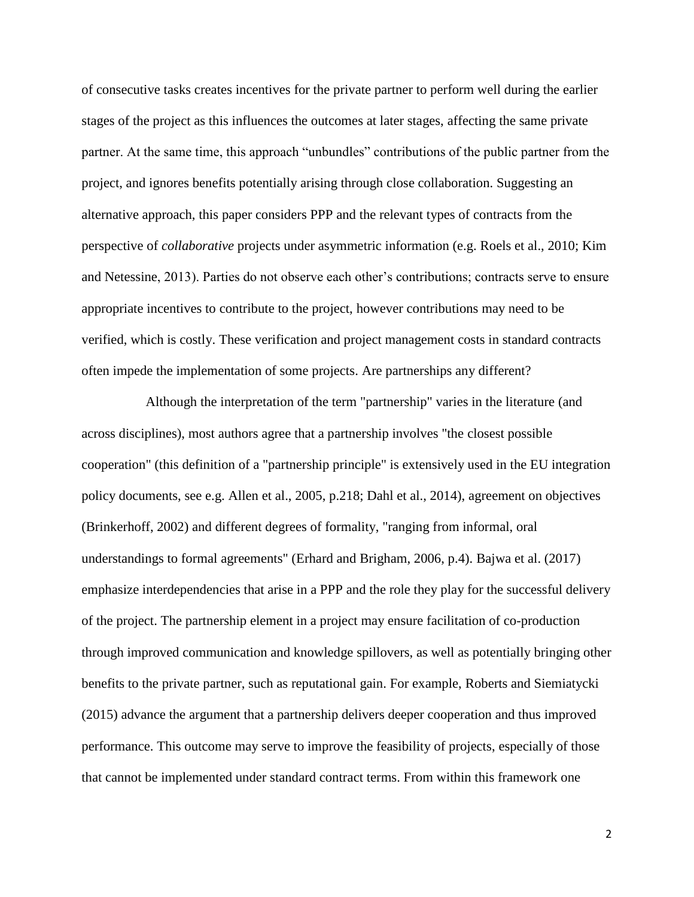of consecutive tasks creates incentives for the private partner to perform well during the earlier stages of the project as this influences the outcomes at later stages, affecting the same private partner. At the same time, this approach "unbundles" contributions of the public partner from the project, and ignores benefits potentially arising through close collaboration. Suggesting an alternative approach, this paper considers PPP and the relevant types of contracts from the perspective of *collaborative* projects under asymmetric information (e.g. Roels et al., 2010; Kim and Netessine, 2013). Parties do not observe each other's contributions; contracts serve to ensure appropriate incentives to contribute to the project, however contributions may need to be verified, which is costly. These verification and project management costs in standard contracts often impede the implementation of some projects. Are partnerships any different?

Although the interpretation of the term "partnership" varies in the literature (and across disciplines), most authors agree that a partnership involves "the closest possible cooperation" (this definition of a "partnership principle" is extensively used in the EU integration policy documents, see e.g. Allen et al., 2005, p.218; Dahl et al., 2014), agreement on objectives (Brinkerhoff, 2002) and different degrees of formality, "ranging from informal, oral understandings to formal agreements" (Erhard and Brigham, 2006, p.4). Bajwa et al. (2017) emphasize interdependencies that arise in a PPP and the role they play for the successful delivery of the project. The partnership element in a project may ensure facilitation of co-production through improved communication and knowledge spillovers, as well as potentially bringing other benefits to the private partner, such as reputational gain. For example, Roberts and Siemiatycki (2015) advance the argument that a partnership delivers deeper cooperation and thus improved performance. This outcome may serve to improve the feasibility of projects, especially of those that cannot be implemented under standard contract terms. From within this framework one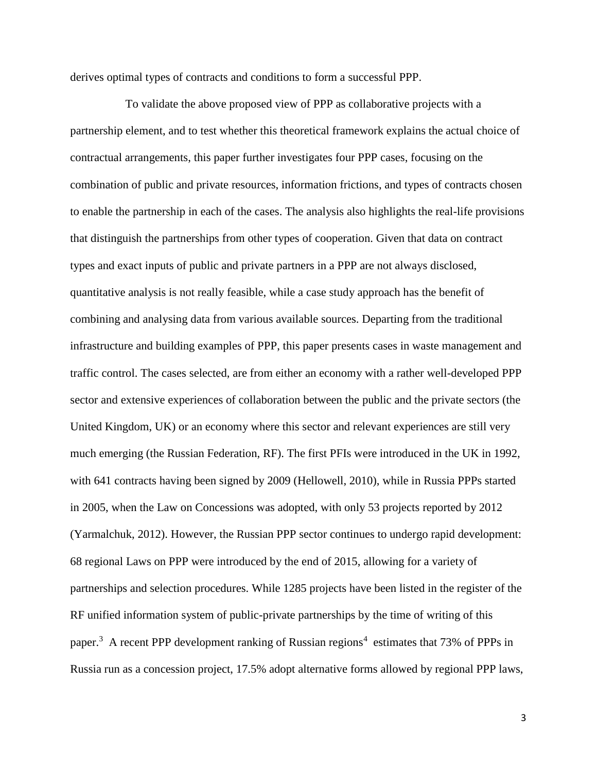derives optimal types of contracts and conditions to form a successful PPP.

To validate the above proposed view of PPP as collaborative projects with a partnership element, and to test whether this theoretical framework explains the actual choice of contractual arrangements, this paper further investigates four PPP cases, focusing on the combination of public and private resources, information frictions, and types of contracts chosen to enable the partnership in each of the cases. The analysis also highlights the real-life provisions that distinguish the partnerships from other types of cooperation. Given that data on contract types and exact inputs of public and private partners in a PPP are not always disclosed, quantitative analysis is not really feasible, while a case study approach has the benefit of combining and analysing data from various available sources. Departing from the traditional infrastructure and building examples of PPP, this paper presents cases in waste management and traffic control. The cases selected, are from either an economy with a rather well-developed PPP sector and extensive experiences of collaboration between the public and the private sectors (the United Kingdom, UK) or an economy where this sector and relevant experiences are still very much emerging (the Russian Federation, RF). The first PFIs were introduced in the UK in 1992, with 641 contracts having been signed by 2009 (Hellowell, 2010), while in Russia PPPs started in 2005, when the Law on Concessions was adopted, with only 53 projects reported by 2012 (Yarmalchuk, 2012). However, the Russian PPP sector continues to undergo rapid development: 68 regional Laws on PPP were introduced by the end of 2015, allowing for a variety of partnerships and selection procedures. While 1285 projects have been listed in the register of the RF unified information system of public-private partnerships by the time of writing of this paper.[3] A recent PPP development ranking of Russian regions[4] estimates that 73% of PPPs in Russia run as a concession project, 17.5% adopt alternative forms allowed by regional PPP laws,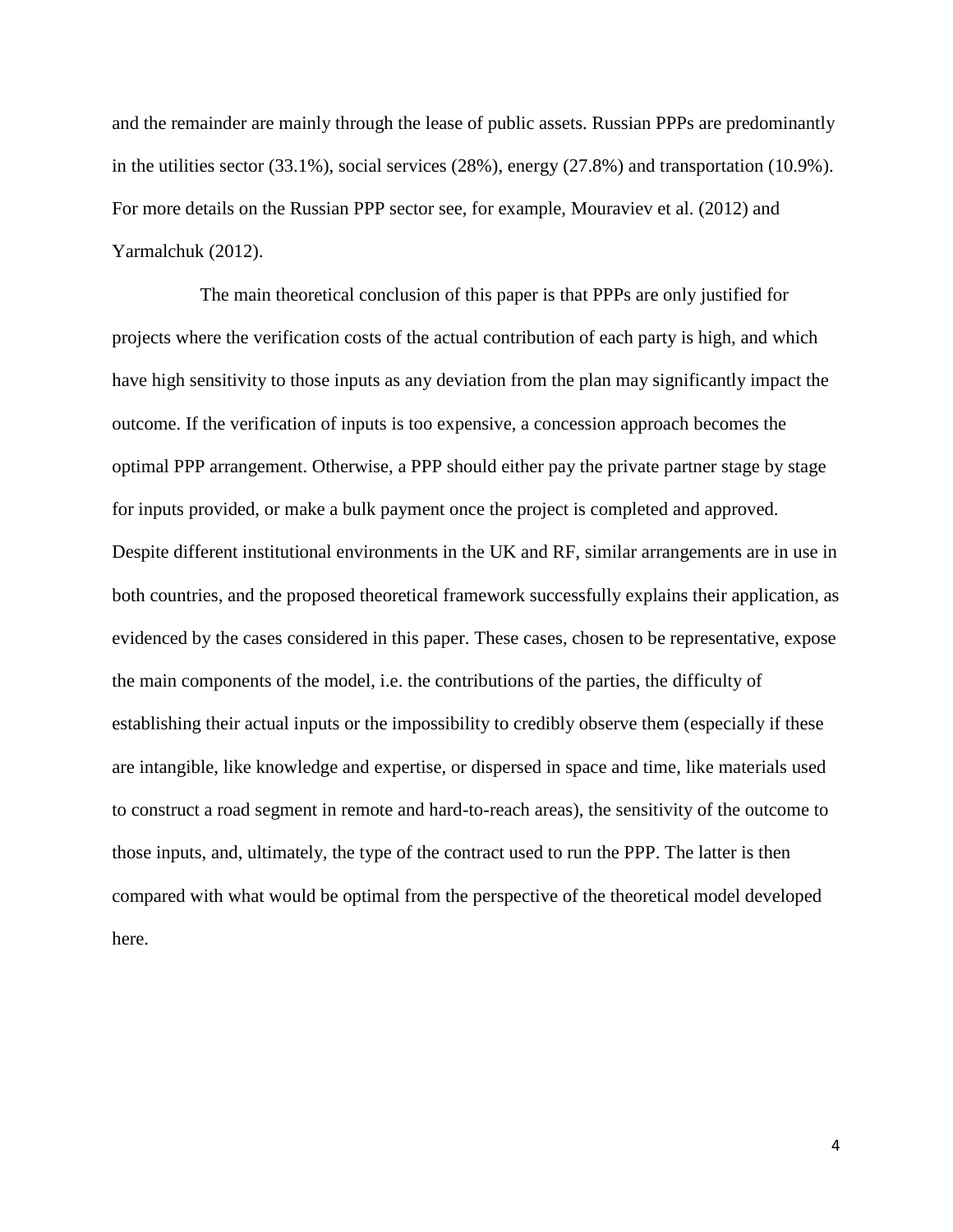and the remainder are mainly through the lease of public assets. Russian PPPs are predominantly in the utilities sector (33.1%), social services (28%), energy (27.8%) and transportation (10.9%). For more details on the Russian PPP sector see, for example, Mouraviev et al. (2012) and Yarmalchuk (2012).

The main theoretical conclusion of this paper is that PPPs are only justified for projects where the verification costs of the actual contribution of each party is high, and which have high sensitivity to those inputs as any deviation from the plan may significantly impact the outcome. If the verification of inputs is too expensive, a concession approach becomes the optimal PPP arrangement. Otherwise, a PPP should either pay the private partner stage by stage for inputs provided, or make a bulk payment once the project is completed and approved. Despite different institutional environments in the UK and RF, similar arrangements are in use in both countries, and the proposed theoretical framework successfully explains their application, as evidenced by the cases considered in this paper. These cases, chosen to be representative, expose the main components of the model, i.e. the contributions of the parties, the difficulty of establishing their actual inputs or the impossibility to credibly observe them (especially if these are intangible, like knowledge and expertise, or dispersed in space and time, like materials used to construct a road segment in remote and hard-to-reach areas), the sensitivity of the outcome to those inputs, and, ultimately, the type of the contract used to run the PPP. The latter is then compared with what would be optimal from the perspective of the theoretical model developed here.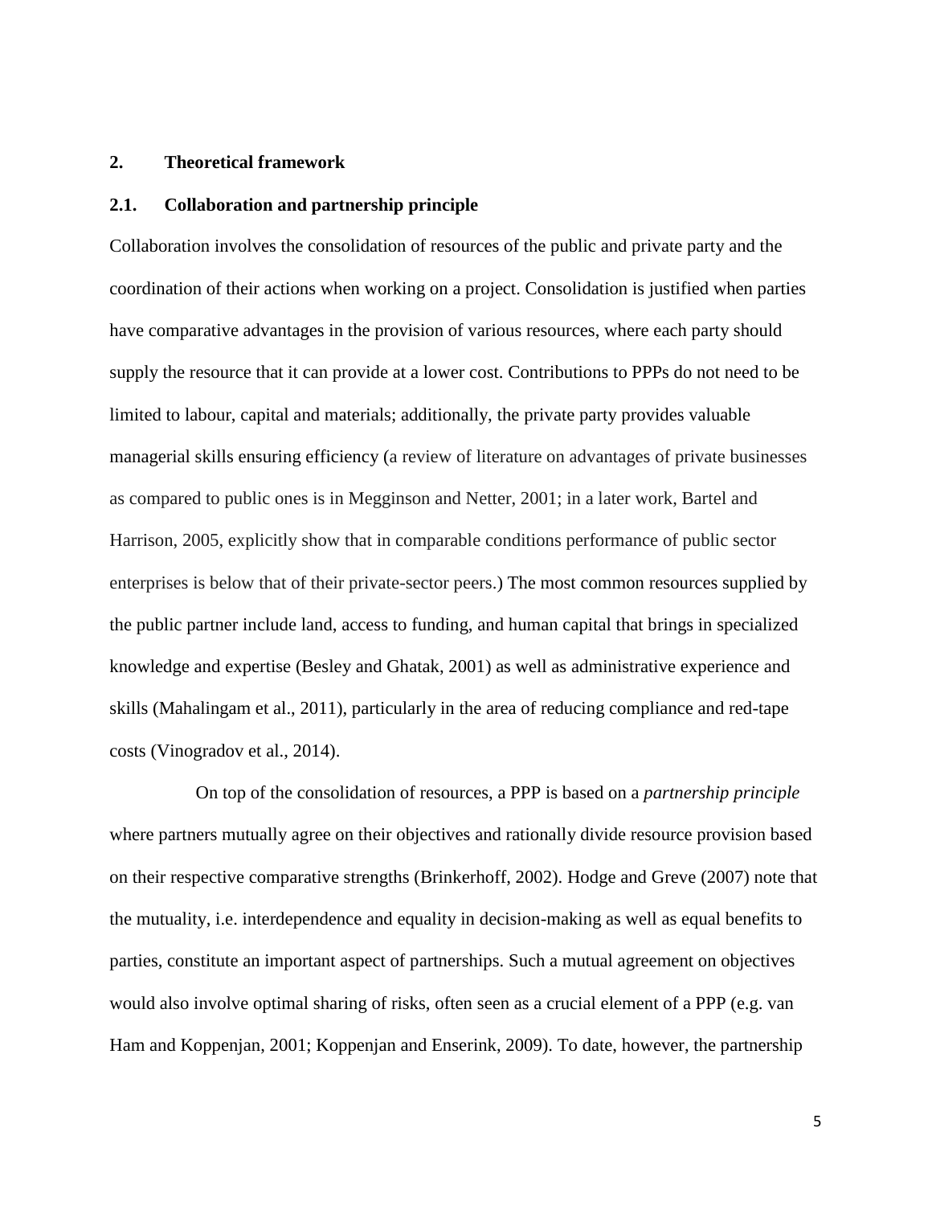## 2. Theoretical framework

### 2.1. Collaboration and partnership principle

Collaboration involves the consolidation of resources of the public and private party and the coordination of their actions when working on a project. Consolidation is justified when parties have comparative advantages in the provision of various resources, where each party should supply the resource that it can provide at a lower cost. Contributions to PPPs do not need to be limited to labour, capital and materials; additionally, the private party provides valuable managerial skills ensuring efficiency (a review of literature on advantages of private businesses as compared to public ones is in Megginson and Netter, 2001; in a later work, Bartel and Harrison, 2005, explicitly show that in comparable conditions performance of public sector enterprises is below that of their private-sector peers.) The most common resources supplied by the public partner include land, access to funding, and human capital that brings in specialized knowledge and expertise (Besley and Ghatak, 2001) as well as administrative experience and skills (Mahalingam et al., 2011), particularly in the area of reducing compliance and red-tape costs (Vinogradov et al., 2014).

On top of the consolidation of resources, a PPP is based on a *partnership principle* where partners mutually agree on their objectives and rationally divide resource provision based on their respective comparative strengths (Brinkerhoff, 2002). Hodge and Greve (2007) note that the mutuality, i.e. interdependence and equality in decision-making as well as equal benefits to parties, constitute an important aspect of partnerships. Such a mutual agreement on objectives would also involve optimal sharing of risks, often seen as a crucial element of a PPP (e.g. van Ham and Koppenjan, 2001; Koppenjan and Enserink, 2009). To date, however, the partnership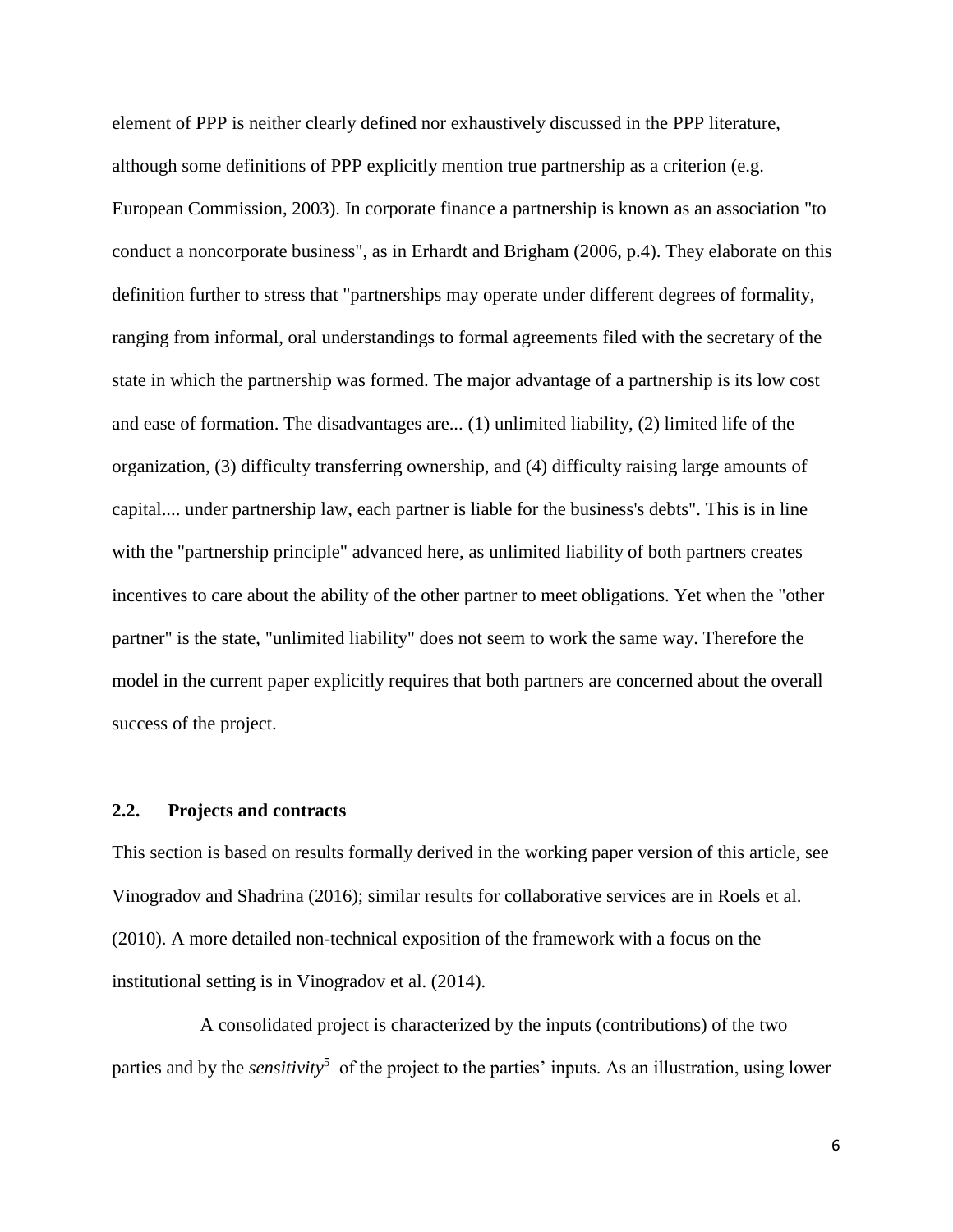element of PPP is neither clearly defined nor exhaustively discussed in the PPP literature, although some definitions of PPP explicitly mention true partnership as a criterion (e.g. European Commission, 2003). In corporate finance a partnership is known as an association "to conduct a noncorporate business", as in Erhardt and Brigham (2006, p.4). They elaborate on this definition further to stress that "partnerships may operate under different degrees of formality, ranging from informal, oral understandings to formal agreements filed with the secretary of the state in which the partnership was formed. The major advantage of a partnership is its low cost and ease of formation. The disadvantages are... (1) unlimited liability, (2) limited life of the organization, (3) difficulty transferring ownership, and (4) difficulty raising large amounts of capital.... under partnership law, each partner is liable for the business's debts". This is in line with the "partnership principle" advanced here, as unlimited liability of both partners creates incentives to care about the ability of the other partner to meet obligations. Yet when the "other partner" is the state, "unlimited liability" does not seem to work the same way. Therefore the model in the current paper explicitly requires that both partners are concerned about the overall success of the project.

### 2.2. Projects and contracts

This section is based on results formally derived in the working paper version of this article, see Vinogradov and Shadrina (2016); similar results for collaborative services are in Roels et al. (2010). A more detailed non-technical exposition of the framework with a focus on the institutional setting is in Vinogradov et al. (2014).

A consolidated project is characterized by the inputs (contributions) of the two parties and by the *sensitivity*[5] of the project to the parties' inputs. As an illustration, using lower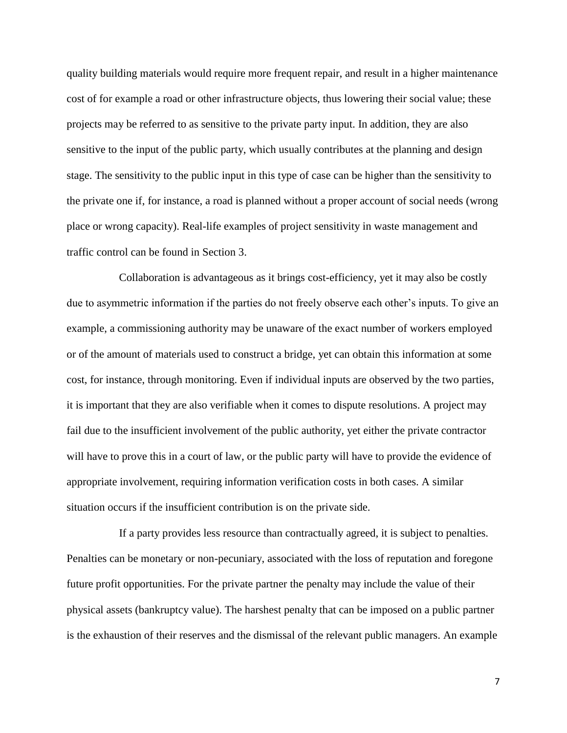quality building materials would require more frequent repair, and result in a higher maintenance cost of for example a road or other infrastructure objects, thus lowering their social value; these projects may be referred to as sensitive to the private party input. In addition, they are also sensitive to the input of the public party, which usually contributes at the planning and design stage. The sensitivity to the public input in this type of case can be higher than the sensitivity to the private one if, for instance, a road is planned without a proper account of social needs (wrong place or wrong capacity). Real-life examples of project sensitivity in waste management and traffic control can be found in Section 3.

Collaboration is advantageous as it brings cost-efficiency, yet it may also be costly due to asymmetric information if the parties do not freely observe each other's inputs. To give an example, a commissioning authority may be unaware of the exact number of workers employed or of the amount of materials used to construct a bridge, yet can obtain this information at some cost, for instance, through monitoring. Even if individual inputs are observed by the two parties, it is important that they are also verifiable when it comes to dispute resolutions. A project may fail due to the insufficient involvement of the public authority, yet either the private contractor will have to prove this in a court of law, or the public party will have to provide the evidence of appropriate involvement, requiring information verification costs in both cases. A similar situation occurs if the insufficient contribution is on the private side.

If a party provides less resource than contractually agreed, it is subject to penalties. Penalties can be monetary or non-pecuniary, associated with the loss of reputation and foregone future profit opportunities. For the private partner the penalty may include the value of their physical assets (bankruptcy value). The harshest penalty that can be imposed on a public partner is the exhaustion of their reserves and the dismissal of the relevant public managers. An example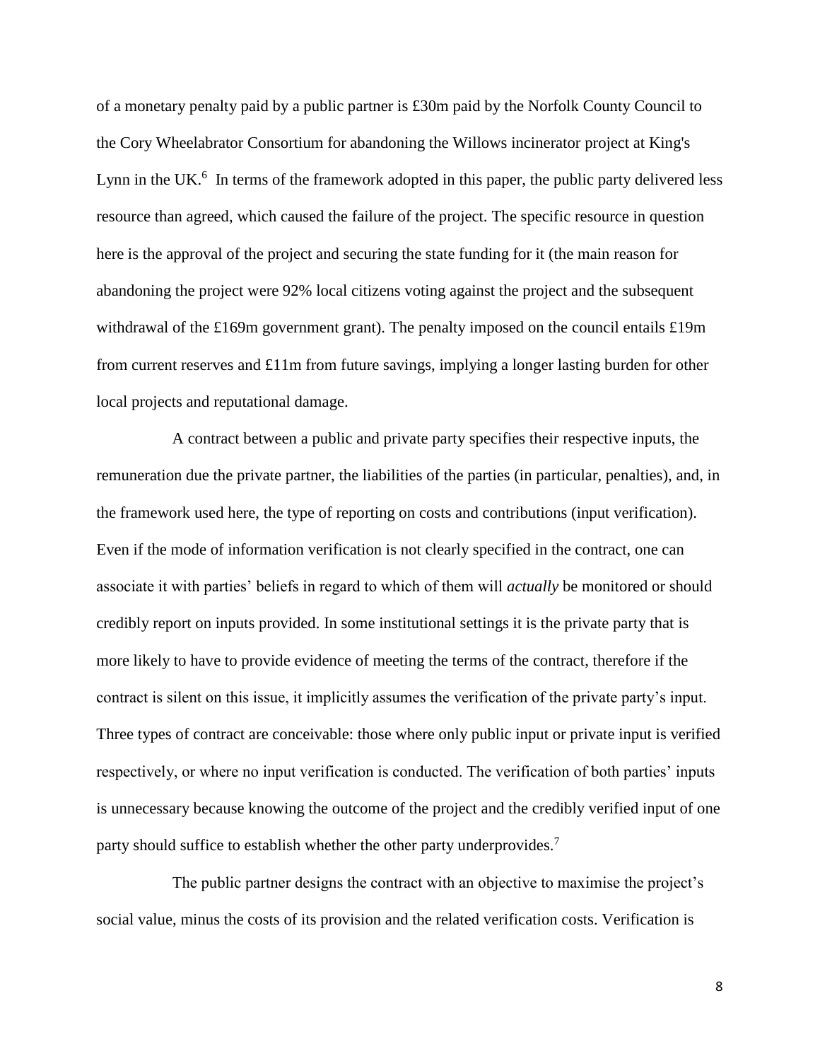of a monetary penalty paid by a public partner is £30m paid by the Norfolk County Council to the Cory Wheelabrator Consortium for abandoning the Willows incinerator project at King's Lynn in the UK.[6] In terms of the framework adopted in this paper, the public party delivered less resource than agreed, which caused the failure of the project. The specific resource in question here is the approval of the project and securing the state funding for it (the main reason for abandoning the project were 92% local citizens voting against the project and the subsequent withdrawal of the £169m government grant). The penalty imposed on the council entails £19m from current reserves and £11m from future savings, implying a longer lasting burden for other local projects and reputational damage.

A contract between a public and private party specifies their respective inputs, the remuneration due the private partner, the liabilities of the parties (in particular, penalties), and, in the framework used here, the type of reporting on costs and contributions (input verification). Even if the mode of information verification is not clearly specified in the contract, one can associate it with parties' beliefs in regard to which of them will *actually* be monitored or should credibly report on inputs provided. In some institutional settings it is the private party that is more likely to have to provide evidence of meeting the terms of the contract, therefore if the contract is silent on this issue, it implicitly assumes the verification of the private party's input. Three types of contract are conceivable: those where only public input or private input is verified respectively, or where no input verification is conducted. The verification of both parties' inputs is unnecessary because knowing the outcome of the project and the credibly verified input of one party should suffice to establish whether the other party underprovides.[7]

The public partner designs the contract with an objective to maximise the project's social value, minus the costs of its provision and the related verification costs. Verification is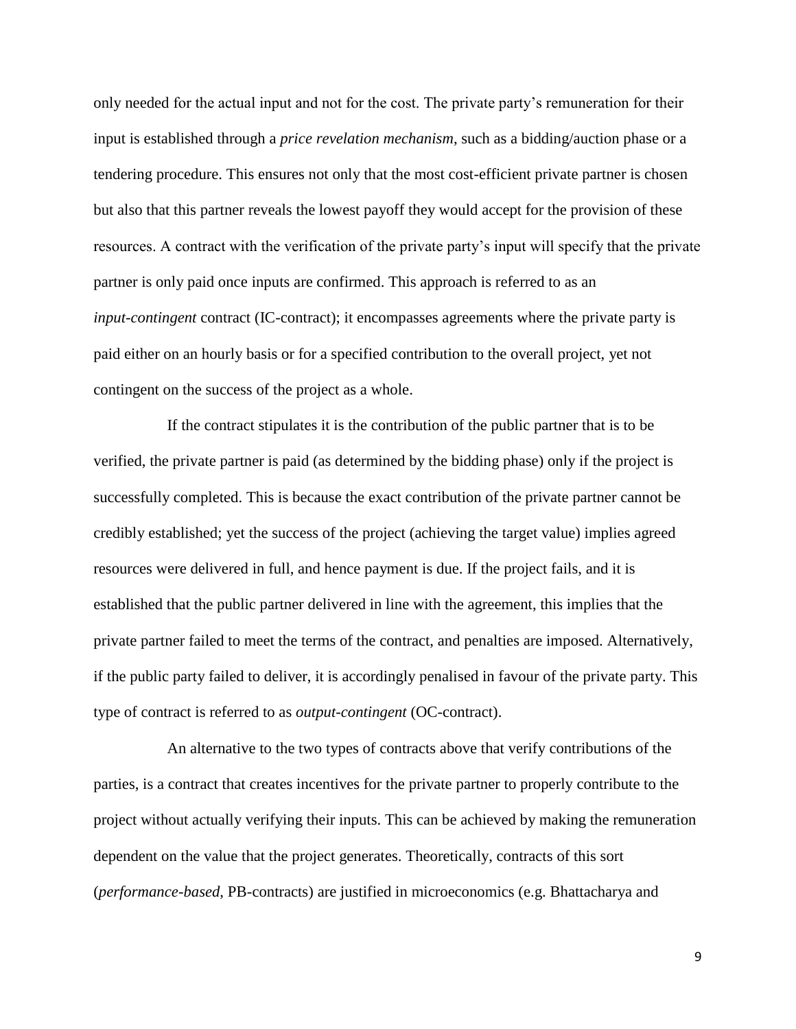only needed for the actual input and not for the cost. The private party's remuneration for their input is established through a *price revelation mechanism*, such as a bidding/auction phase or a tendering procedure. This ensures not only that the most cost-efficient private partner is chosen but also that this partner reveals the lowest payoff they would accept for the provision of these resources. A contract with the verification of the private party's input will specify that the private partner is only paid once inputs are confirmed. This approach is referred to as an *input-contingent* contract (IC-contract); it encompasses agreements where the private party is paid either on an hourly basis or for a specified contribution to the overall project, yet not contingent on the success of the project as a whole.

If the contract stipulates it is the contribution of the public partner that is to be verified, the private partner is paid (as determined by the bidding phase) only if the project is successfully completed. This is because the exact contribution of the private partner cannot be credibly established; yet the success of the project (achieving the target value) implies agreed resources were delivered in full, and hence payment is due. If the project fails, and it is established that the public partner delivered in line with the agreement, this implies that the private partner failed to meet the terms of the contract, and penalties are imposed. Alternatively, if the public party failed to deliver, it is accordingly penalised in favour of the private party. This type of contract is referred to as *output-contingent* (OC-contract).

An alternative to the two types of contracts above that verify contributions of the parties, is a contract that creates incentives for the private partner to properly contribute to the project without actually verifying their inputs. This can be achieved by making the remuneration dependent on the value that the project generates. Theoretically, contracts of this sort (*performance-based*, PB-contracts) are justified in microeconomics (e.g. Bhattacharya and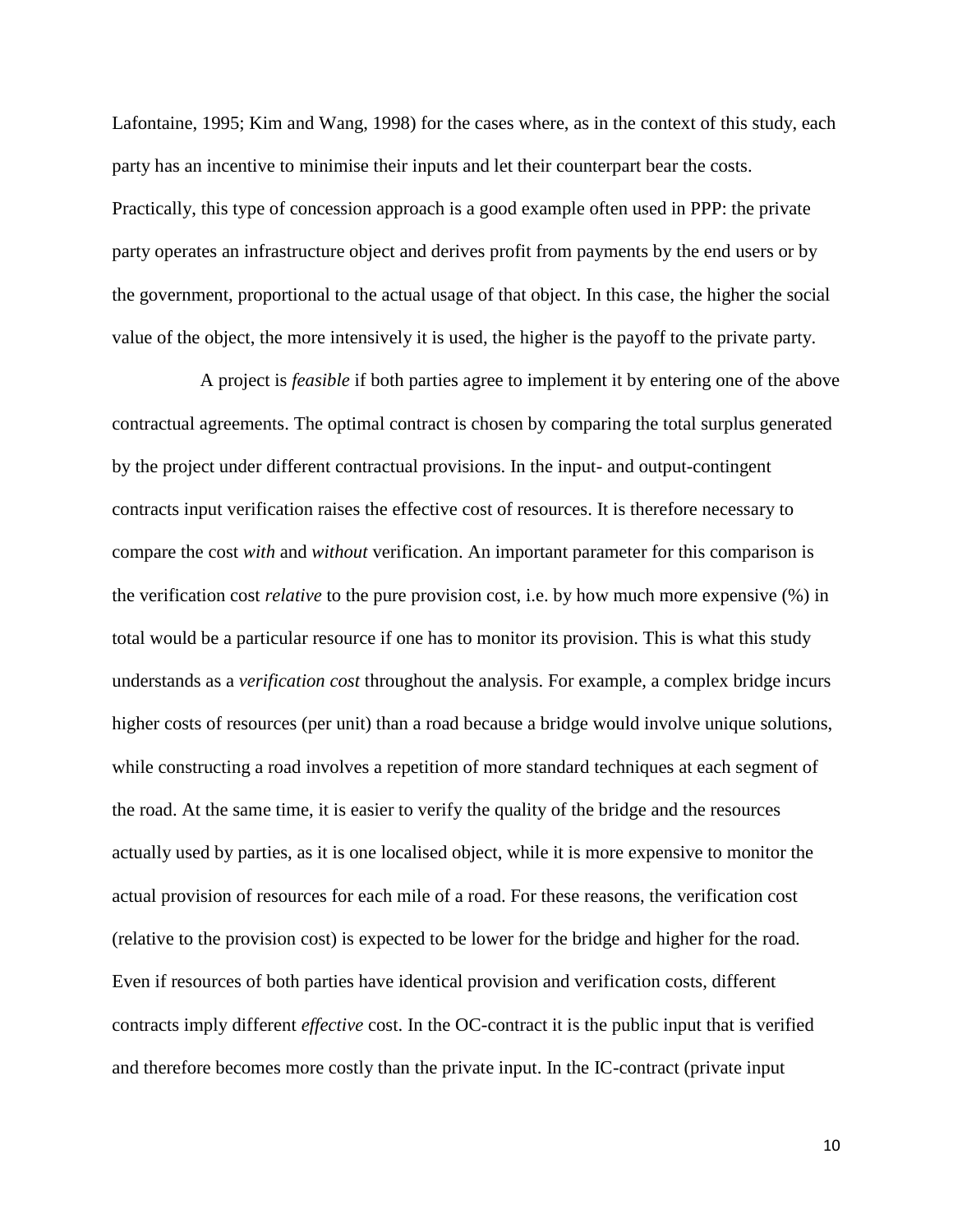Lafontaine, 1995; Kim and Wang, 1998) for the cases where, as in the context of this study, each party has an incentive to minimise their inputs and let their counterpart bear the costs. Practically, this type of concession approach is a good example often used in PPP: the private party operates an infrastructure object and derives profit from payments by the end users or by the government, proportional to the actual usage of that object. In this case, the higher the social value of the object, the more intensively it is used, the higher is the payoff to the private party.

A project is *feasible* if both parties agree to implement it by entering one of the above contractual agreements. The optimal contract is chosen by comparing the total surplus generated by the project under different contractual provisions. In the input- and output-contingent contracts input verification raises the effective cost of resources. It is therefore necessary to compare the cost *with* and *without* verification. An important parameter for this comparison is the verification cost *relative* to the pure provision cost, i.e. by how much more expensive (%) in total would be a particular resource if one has to monitor its provision. This is what this study understands as a *verification cost* throughout the analysis. For example, a complex bridge incurs higher costs of resources (per unit) than a road because a bridge would involve unique solutions, while constructing a road involves a repetition of more standard techniques at each segment of the road. At the same time, it is easier to verify the quality of the bridge and the resources actually used by parties, as it is one localised object, while it is more expensive to monitor the actual provision of resources for each mile of a road. For these reasons, the verification cost (relative to the provision cost) is expected to be lower for the bridge and higher for the road. Even if resources of both parties have identical provision and verification costs, different contracts imply different *effective* cost. In the OC-contract it is the public input that is verified and therefore becomes more costly than the private input. In the IC-contract (private input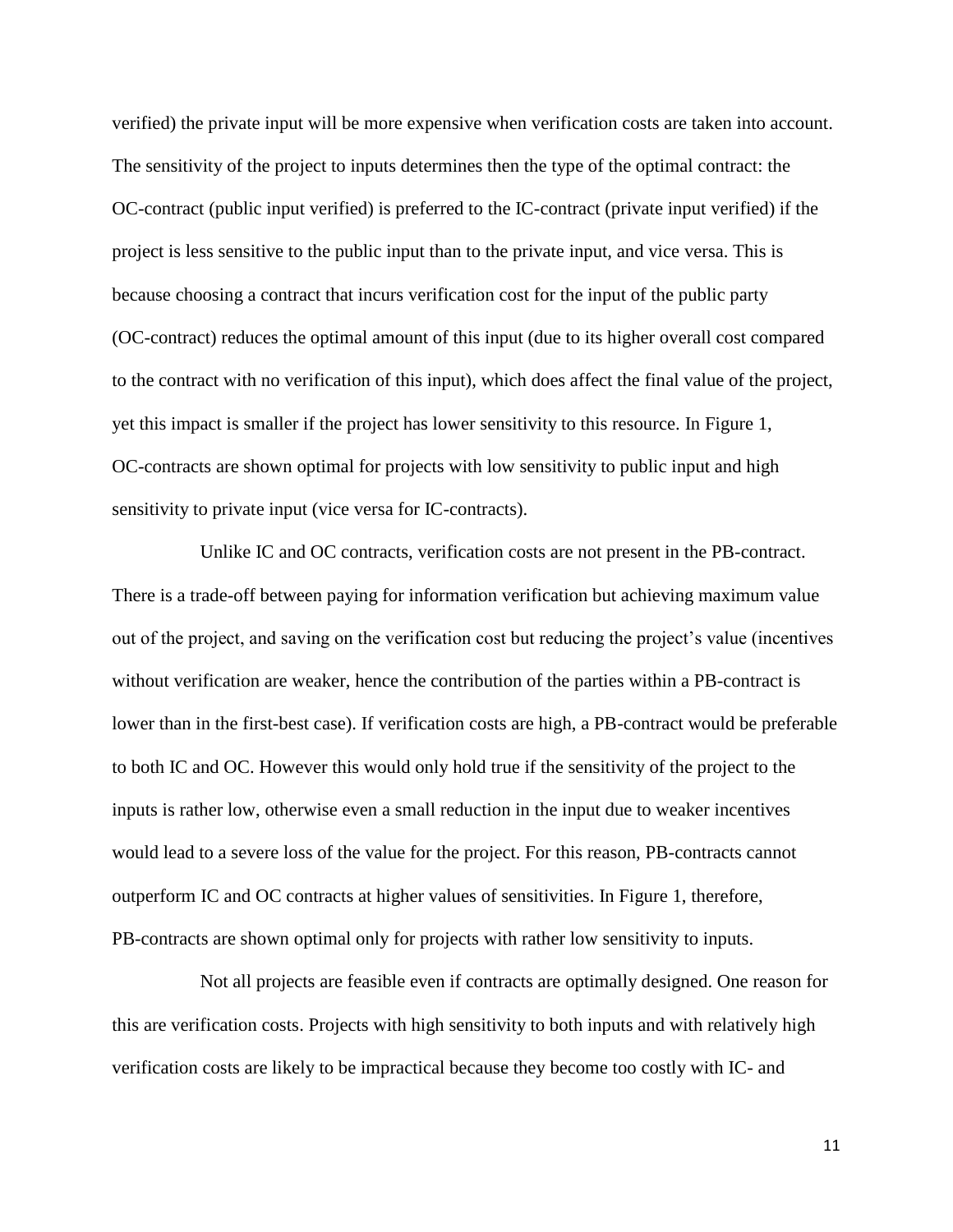verified) the private input will be more expensive when verification costs are taken into account. The sensitivity of the project to inputs determines then the type of the optimal contract: the OC-contract (public input verified) is preferred to the IC-contract (private input verified) if the project is less sensitive to the public input than to the private input, and vice versa. This is because choosing a contract that incurs verification cost for the input of the public party (OC-contract) reduces the optimal amount of this input (due to its higher overall cost compared to the contract with no verification of this input), which does affect the final value of the project, yet this impact is smaller if the project has lower sensitivity to this resource. In Figure 1, OC-contracts are shown optimal for projects with low sensitivity to public input and high sensitivity to private input (vice versa for IC-contracts).

Unlike IC and OC contracts, verification costs are not present in the PB-contract. There is a trade-off between paying for information verification but achieving maximum value out of the project, and saving on the verification cost but reducing the project's value (incentives without verification are weaker, hence the contribution of the parties within a PB-contract is lower than in the first-best case). If verification costs are high, a PB-contract would be preferable to both IC and OC. However this would only hold true if the sensitivity of the project to the inputs is rather low, otherwise even a small reduction in the input due to weaker incentives would lead to a severe loss of the value for the project. For this reason, PB-contracts cannot outperform IC and OC contracts at higher values of sensitivities. In Figure 1, therefore, PB-contracts are shown optimal only for projects with rather low sensitivity to inputs.

Not all projects are feasible even if contracts are optimally designed. One reason for this are verification costs. Projects with high sensitivity to both inputs and with relatively high verification costs are likely to be impractical because they become too costly with IC- and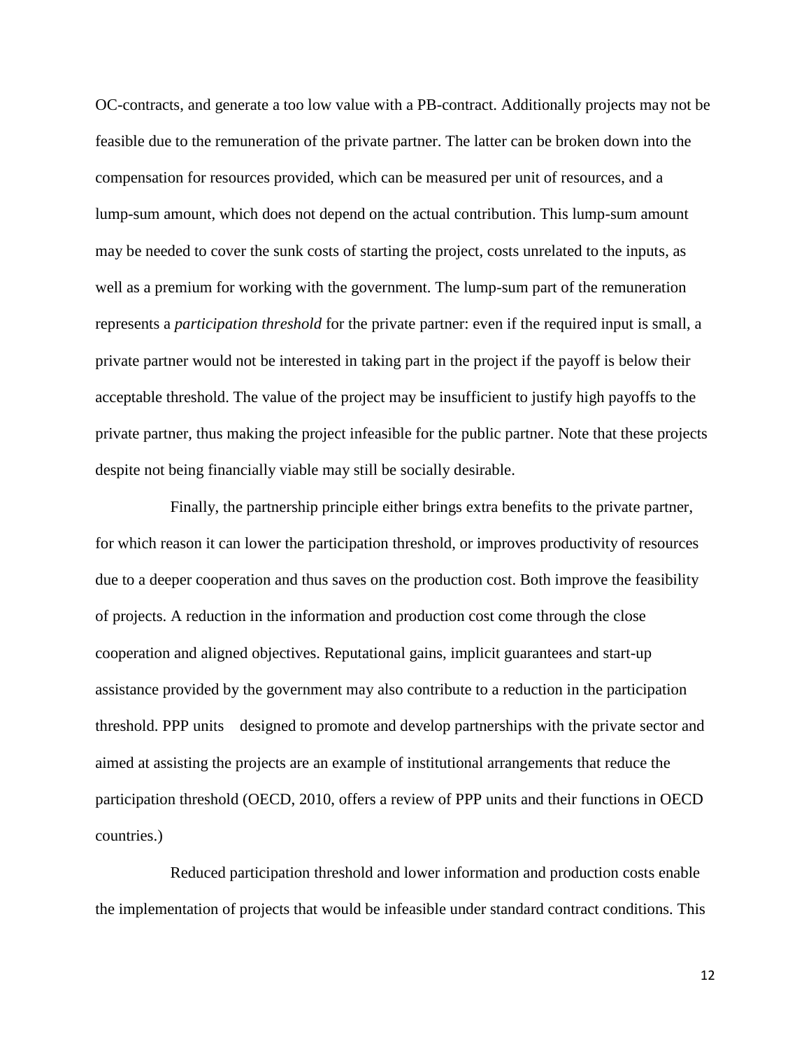OC-contracts, and generate a too low value with a PB-contract. Additionally projects may not be feasible due to the remuneration of the private partner. The latter can be broken down into the compensation for resources provided, which can be measured per unit of resources, and a lump-sum amount, which does not depend on the actual contribution. This lump-sum amount may be needed to cover the sunk costs of starting the project, costs unrelated to the inputs, as well as a premium for working with the government. The lump-sum part of the remuneration represents a *participation threshold* for the private partner: even if the required input is small, a private partner would not be interested in taking part in the project if the payoff is below their acceptable threshold. The value of the project may be insufficient to justify high payoffs to the private partner, thus making the project infeasible for the public partner. Note that these projects despite not being financially viable may still be socially desirable.

Finally, the partnership principle either brings extra benefits to the private partner, for which reason it can lower the participation threshold, or improves productivity of resources due to a deeper cooperation and thus saves on the production cost. Both improve the feasibility of projects. A reduction in the information and production cost come through the close cooperation and aligned objectives. Reputational gains, implicit guarantees and start-up assistance provided by the government may also contribute to a reduction in the participation threshold. PPP units designed to promote and develop partnerships with the private sector and aimed at assisting the projects are an example of institutional arrangements that reduce the participation threshold (OECD, 2010, offers a review of PPP units and their functions in OECD countries.)

Reduced participation threshold and lower information and production costs enable the implementation of projects that would be infeasible under standard contract conditions. This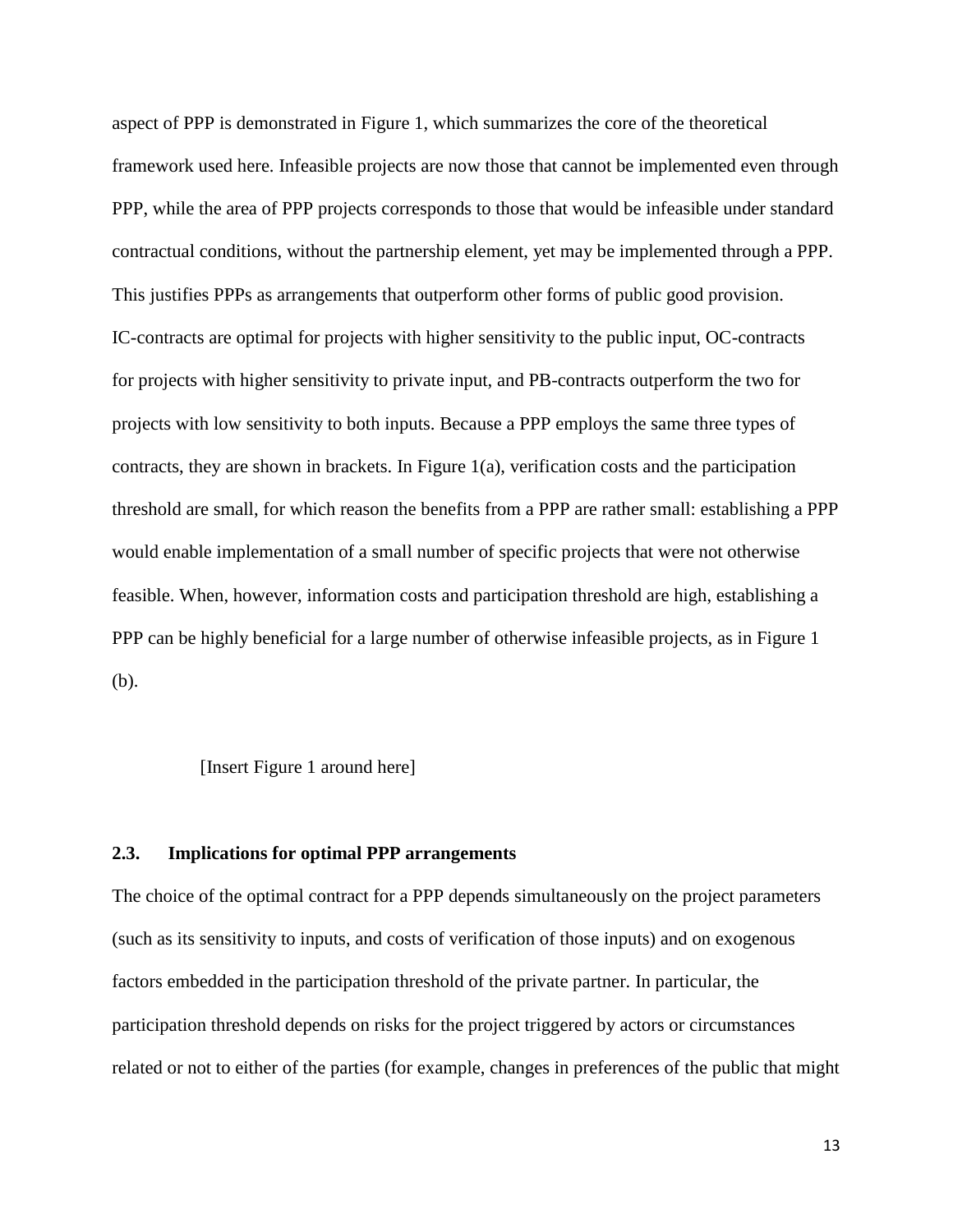aspect of PPP is demonstrated in Figure 1, which summarizes the core of the theoretical framework used here. Infeasible projects are now those that cannot be implemented even through PPP, while the area of PPP projects corresponds to those that would be infeasible under standard contractual conditions, without the partnership element, yet may be implemented through a PPP. This justifies PPPs as arrangements that outperform other forms of public good provision. IC-contracts are optimal for projects with higher sensitivity to the public input, OC-contracts for projects with higher sensitivity to private input, and PB-contracts outperform the two for projects with low sensitivity to both inputs. Because a PPP employs the same three types of contracts, they are shown in brackets. In Figure 1(a), verification costs and the participation threshold are small, for which reason the benefits from a PPP are rather small: establishing a PPP would enable implementation of a small number of specific projects that were not otherwise feasible. When, however, information costs and participation threshold are high, establishing a PPP can be highly beneficial for a large number of otherwise infeasible projects, as in Figure 1 (b).

[Insert Figure 1 around here]

### 2.3. Implications for optimal PPP arrangements

The choice of the optimal contract for a PPP depends simultaneously on the project parameters (such as its sensitivity to inputs, and costs of verification of those inputs) and on exogenous factors embedded in the participation threshold of the private partner. In particular, the participation threshold depends on risks for the project triggered by actors or circumstances related or not to either of the parties (for example, changes in preferences of the public that might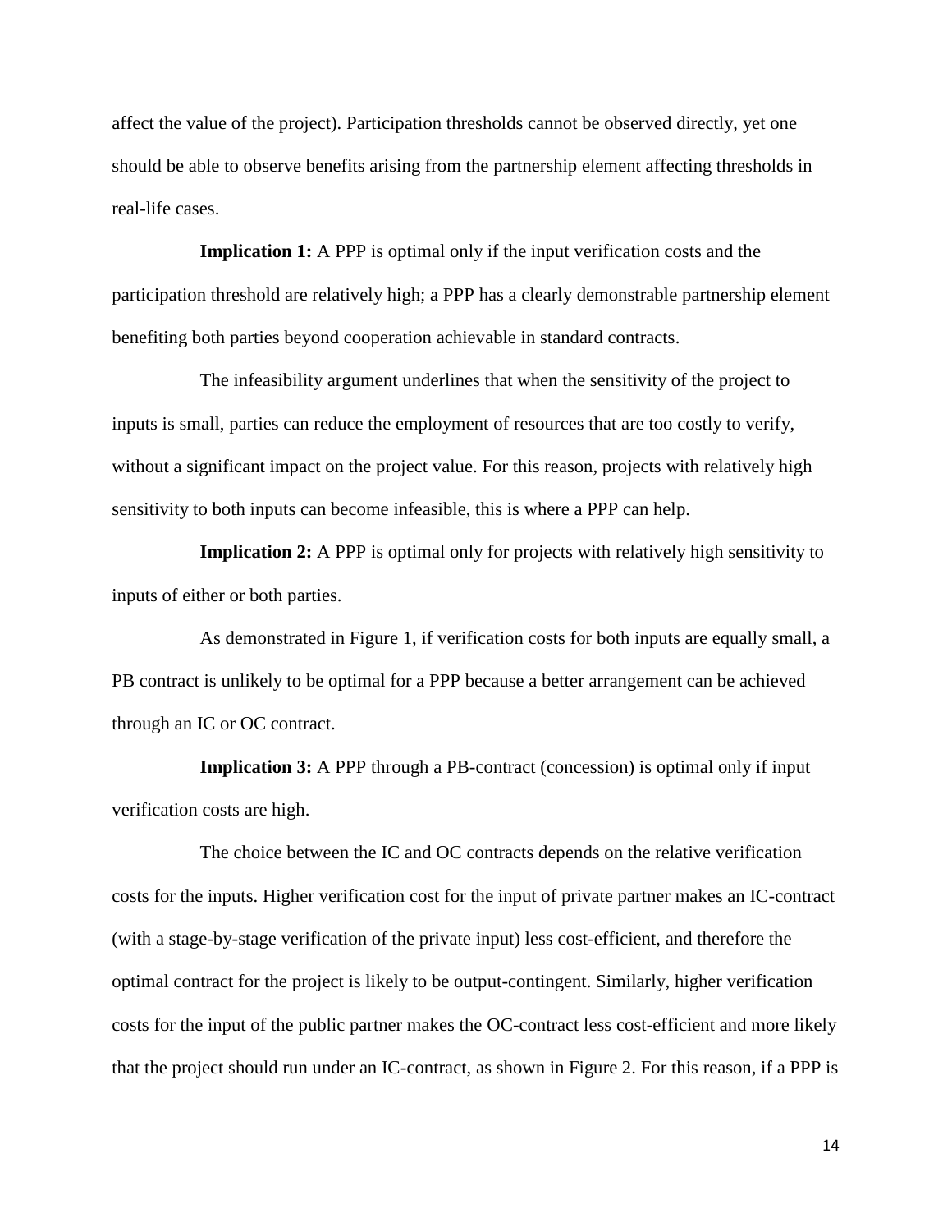affect the value of the project). Participation thresholds cannot be observed directly, yet one should be able to observe benefits arising from the partnership element affecting thresholds in real-life cases.

**Implication 1:** A PPP is optimal only if the input verification costs and the participation threshold are relatively high; a PPP has a clearly demonstrable partnership element benefiting both parties beyond cooperation achievable in standard contracts.

The infeasibility argument underlines that when the sensitivity of the project to inputs is small, parties can reduce the employment of resources that are too costly to verify, without a significant impact on the project value. For this reason, projects with relatively high sensitivity to both inputs can become infeasible, this is where a PPP can help.

**Implication 2:** A PPP is optimal only for projects with relatively high sensitivity to inputs of either or both parties.

As demonstrated in Figure 1, if verification costs for both inputs are equally small, a PB contract is unlikely to be optimal for a PPP because a better arrangement can be achieved through an IC or OC contract.

**Implication 3:** A PPP through a PB-contract (concession) is optimal only if input verification costs are high.

The choice between the IC and OC contracts depends on the relative verification costs for the inputs. Higher verification cost for the input of private partner makes an IC-contract (with a stage-by-stage verification of the private input) less cost-efficient, and therefore the optimal contract for the project is likely to be output-contingent. Similarly, higher verification costs for the input of the public partner makes the OC-contract less cost-efficient and more likely that the project should run under an IC-contract, as shown in Figure 2. For this reason, if a PPP is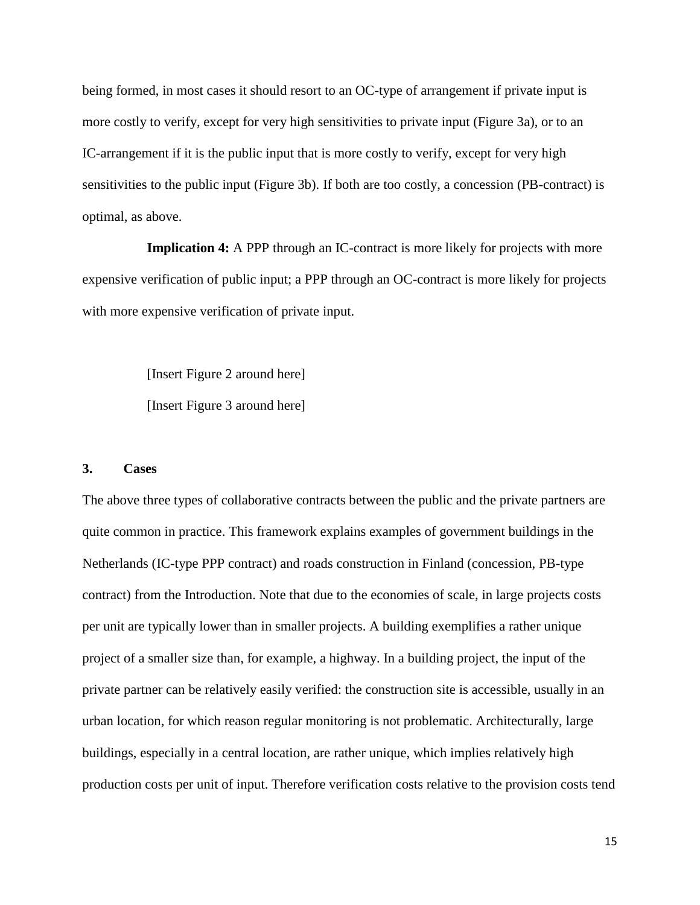being formed, in most cases it should resort to an OC-type of arrangement if private input is more costly to verify, except for very high sensitivities to private input (Figure 3a), or to an IC-arrangement if it is the public input that is more costly to verify, except for very high sensitivities to the public input (Figure 3b). If both are too costly, a concession (PB-contract) is optimal, as above.

**Implication 4:** A PPP through an IC-contract is more likely for projects with more expensive verification of public input; a PPP through an OC-contract is more likely for projects with more expensive verification of private input.

[Insert Figure 2 around here]

[Insert Figure 3 around here]

## 3. Cases

The above three types of collaborative contracts between the public and the private partners are quite common in practice. This framework explains examples of government buildings in the Netherlands (IC-type PPP contract) and roads construction in Finland (concession, PB-type contract) from the Introduction. Note that due to the economies of scale, in large projects costs per unit are typically lower than in smaller projects. A building exemplifies a rather unique project of a smaller size than, for example, a highway. In a building project, the input of the private partner can be relatively easily verified: the construction site is accessible, usually in an urban location, for which reason regular monitoring is not problematic. Architecturally, large buildings, especially in a central location, are rather unique, which implies relatively high production costs per unit of input. Therefore verification costs relative to the provision costs tend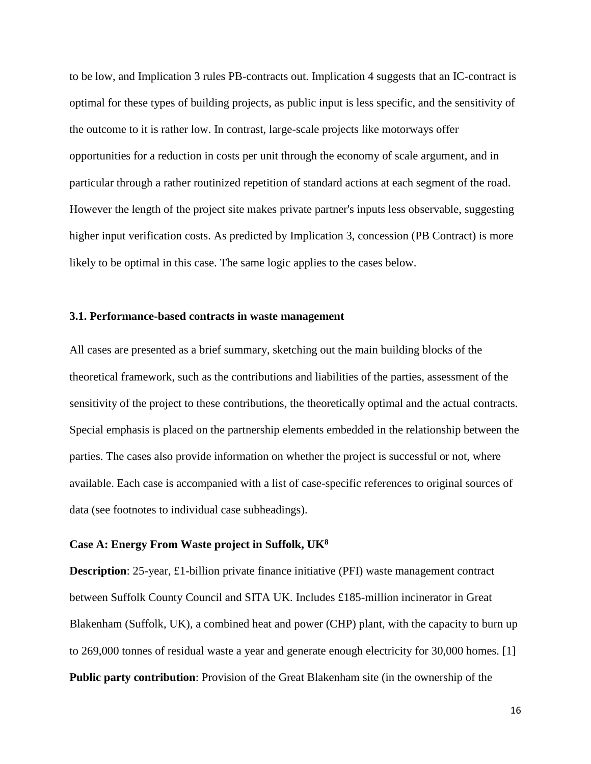to be low, and Implication 3 rules PB-contracts out. Implication 4 suggests that an IC-contract is optimal for these types of building projects, as public input is less specific, and the sensitivity of the outcome to it is rather low. In contrast, large-scale projects like motorways offer opportunities for a reduction in costs per unit through the economy of scale argument, and in particular through a rather routinized repetition of standard actions at each segment of the road. However the length of the project site makes private partner's inputs less observable, suggesting higher input verification costs. As predicted by Implication 3, concession (PB Contract) is more likely to be optimal in this case. The same logic applies to the cases below.

### 3.1. Performance-based contracts in waste management

All cases are presented as a brief summary, sketching out the main building blocks of the theoretical framework, such as the contributions and liabilities of the parties, assessment of the sensitivity of the project to these contributions, the theoretically optimal and the actual contracts. Special emphasis is placed on the partnership elements embedded in the relationship between the parties. The cases also provide information on whether the project is successful or not, where available. Each case is accompanied with a list of case-specific references to original sources of data (see footnotes to individual case subheadings).

#### Case A: Energy From Waste project in Suffolk, UK[8]

**Description**: 25-year, £1-billion private finance initiative (PFI) waste management contract between Suffolk County Council and SITA UK. Includes £185-million incinerator in Great Blakenham (Suffolk, UK), a combined heat and power (CHP) plant, with the capacity to burn up to 269,000 tonnes of residual waste a year and generate enough electricity for 30,000 homes. [1]

**Public party contribution**: Provision of the Great Blakenham site (in the ownership of the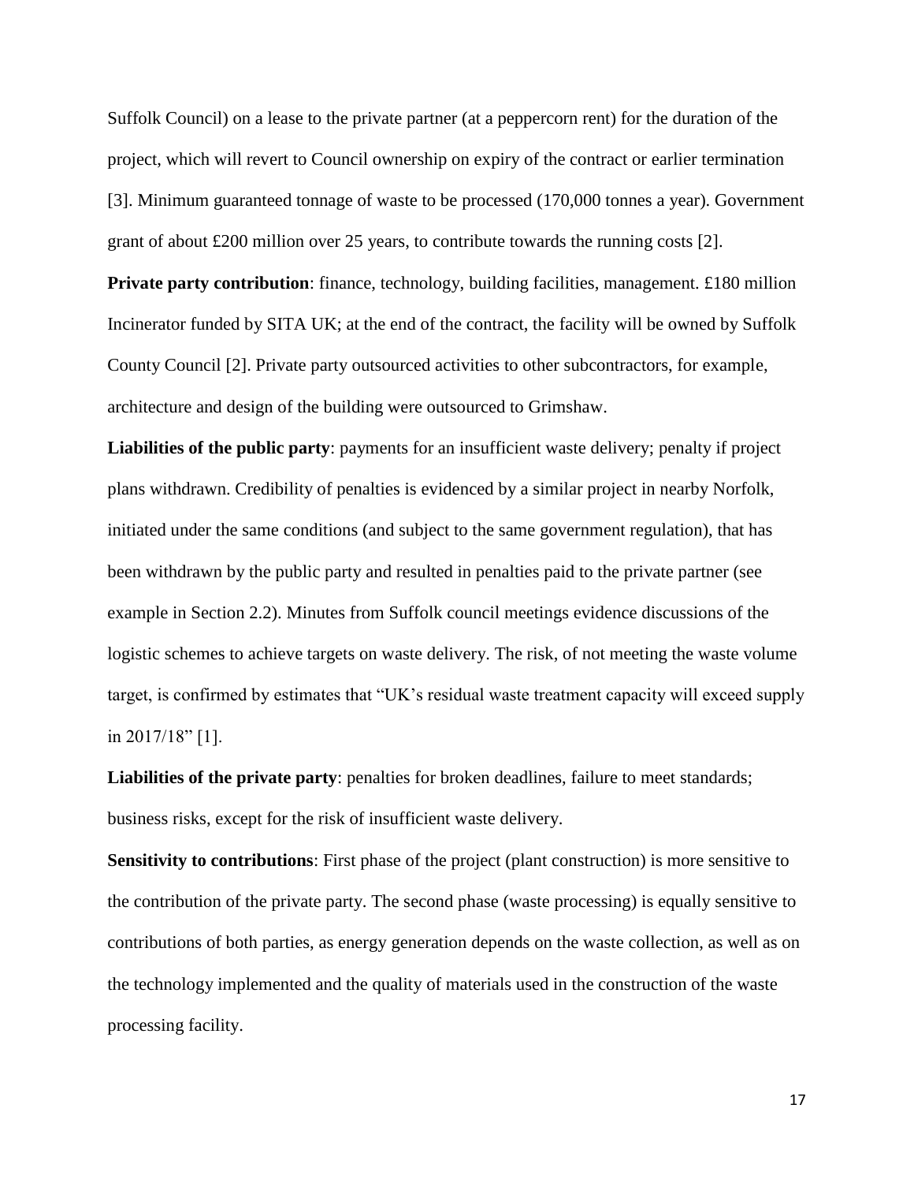Suffolk Council) on a lease to the private partner (at a peppercorn rent) for the duration of the project, which will revert to Council ownership on expiry of the contract or earlier termination [3]. Minimum guaranteed tonnage of waste to be processed (170,000 tonnes a year). Government grant of about £200 million over 25 years, to contribute towards the running costs [2].

**Private party contribution**: finance, technology, building facilities, management. £180 million Incinerator funded by SITA UK; at the end of the contract, the facility will be owned by Suffolk County Council [2]. Private party outsourced activities to other subcontractors, for example, architecture and design of the building were outsourced to Grimshaw.

**Liabilities of the public party**: payments for an insufficient waste delivery; penalty if project plans withdrawn. Credibility of penalties is evidenced by a similar project in nearby Norfolk, initiated under the same conditions (and subject to the same government regulation), that has been withdrawn by the public party and resulted in penalties paid to the private partner (see example in Section 2.2). Minutes from Suffolk council meetings evidence discussions of the logistic schemes to achieve targets on waste delivery. The risk, of not meeting the waste volume target, is confirmed by estimates that "UK's residual waste treatment capacity will exceed supply in 2017/18" [1].

**Liabilities of the private party**: penalties for broken deadlines, failure to meet standards; business risks, except for the risk of insufficient waste delivery.

**Sensitivity to contributions**: First phase of the project (plant construction) is more sensitive to the contribution of the private party. The second phase (waste processing) is equally sensitive to contributions of both parties, as energy generation depends on the waste collection, as well as on the technology implemented and the quality of materials used in the construction of the waste processing facility.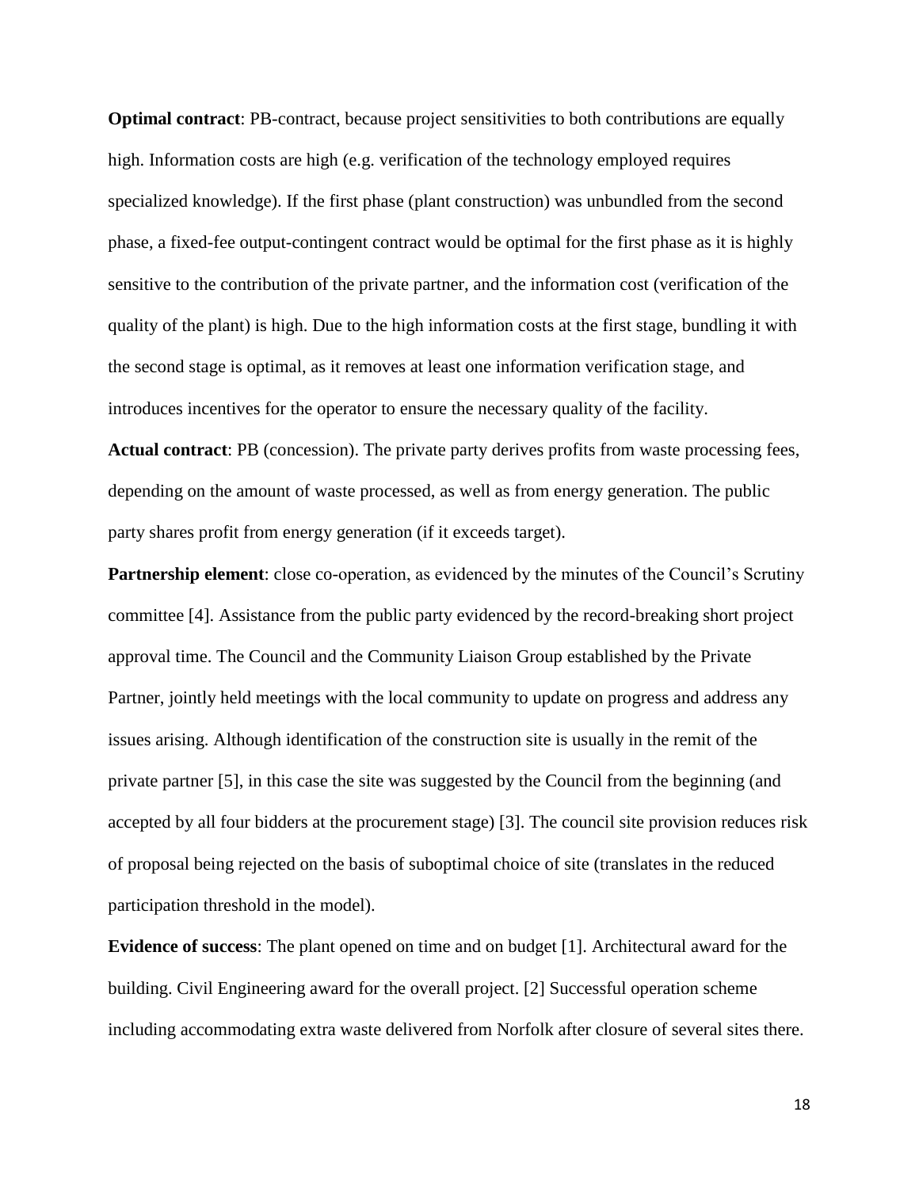**Optimal contract**: PB-contract, because project sensitivities to both contributions are equally high. Information costs are high (e.g. verification of the technology employed requires specialized knowledge). If the first phase (plant construction) was unbundled from the second phase, a fixed-fee output-contingent contract would be optimal for the first phase as it is highly sensitive to the contribution of the private partner, and the information cost (verification of the quality of the plant) is high. Due to the high information costs at the first stage, bundling it with the second stage is optimal, as it removes at least one information verification stage, and introduces incentives for the operator to ensure the necessary quality of the facility.

**Actual contract**: PB (concession). The private party derives profits from waste processing fees, depending on the amount of waste processed, as well as from energy generation. The public party shares profit from energy generation (if it exceeds target).

**Partnership element**: close co-operation, as evidenced by the minutes of the Council's Scrutiny committee [4]. Assistance from the public party evidenced by the record-breaking short project approval time. The Council and the Community Liaison Group established by the Private Partner, jointly held meetings with the local community to update on progress and address any issues arising. Although identification of the construction site is usually in the remit of the private partner [5], in this case the site was suggested by the Council from the beginning (and accepted by all four bidders at the procurement stage) [3]. The council site provision reduces risk of proposal being rejected on the basis of suboptimal choice of site (translates in the reduced participation threshold in the model).

**Evidence of success**: The plant opened on time and on budget [1]. Architectural award for the building. Civil Engineering award for the overall project. [2] Successful operation scheme including accommodating extra waste delivered from Norfolk after closure of several sites there.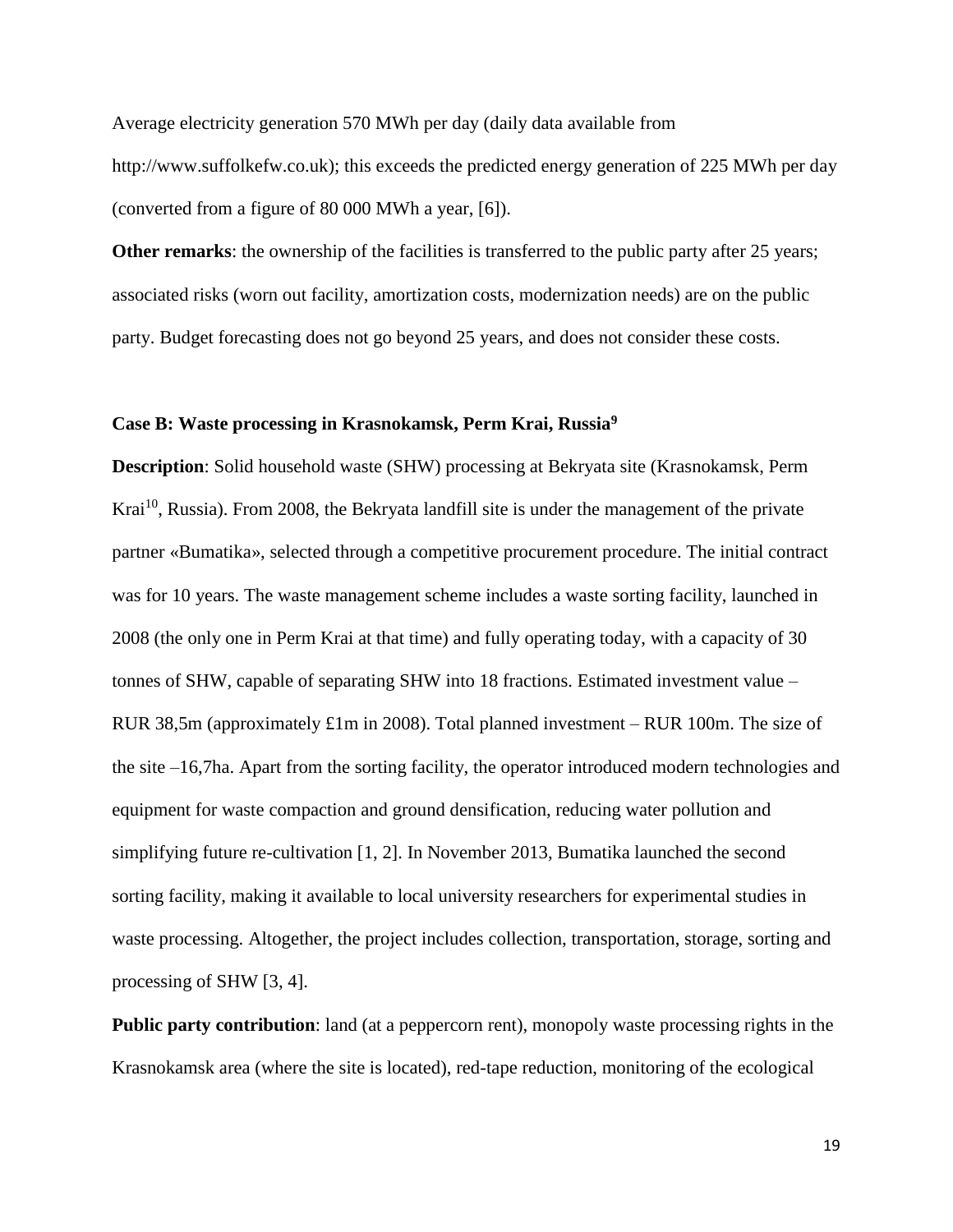Average electricity generation 570 MWh per day (daily data available from http://www.suffolkefw.co.uk); this exceeds the predicted energy generation of 225 MWh per day (converted from a figure of 80 000 MWh a year, [6]).

**Other remarks**: the ownership of the facilities is transferred to the public party after 25 years; associated risks (worn out facility, amortization costs, modernization needs) are on the public party. Budget forecasting does not go beyond 25 years, and does not consider these costs.

### Case B: Waste processing in Krasnokamsk, Perm Krai, Russia[9]

**Description**: Solid household waste (SHW) processing at Bekryata site (Krasnokamsk, Perm Krai[10], Russia). From 2008, the Bekryata landfill site is under the management of the private partner «Bumatika», selected through a competitive procurement procedure. The initial contract was for 10 years. The waste management scheme includes a waste sorting facility, launched in 2008 (the only one in Perm Krai at that time) and fully operating today, with a capacity of 30 tonnes of SHW, capable of separating SHW into 18 fractions. Estimated investment value – RUR 38,5m (approximately £1m in 2008). Total planned investment – RUR 100m. The size of the site –16,7ha. Apart from the sorting facility, the operator introduced modern technologies and equipment for waste compaction and ground densification, reducing water pollution and simplifying future re-cultivation [1, 2]. In November 2013, Bumatika launched the second sorting facility, making it available to local university researchers for experimental studies in waste processing. Altogether, the project includes collection, transportation, storage, sorting and processing of SHW [3, 4].

**Public party contribution**: land (at a peppercorn rent), monopoly waste processing rights in the Krasnokamsk area (where the site is located), red-tape reduction, monitoring of the ecological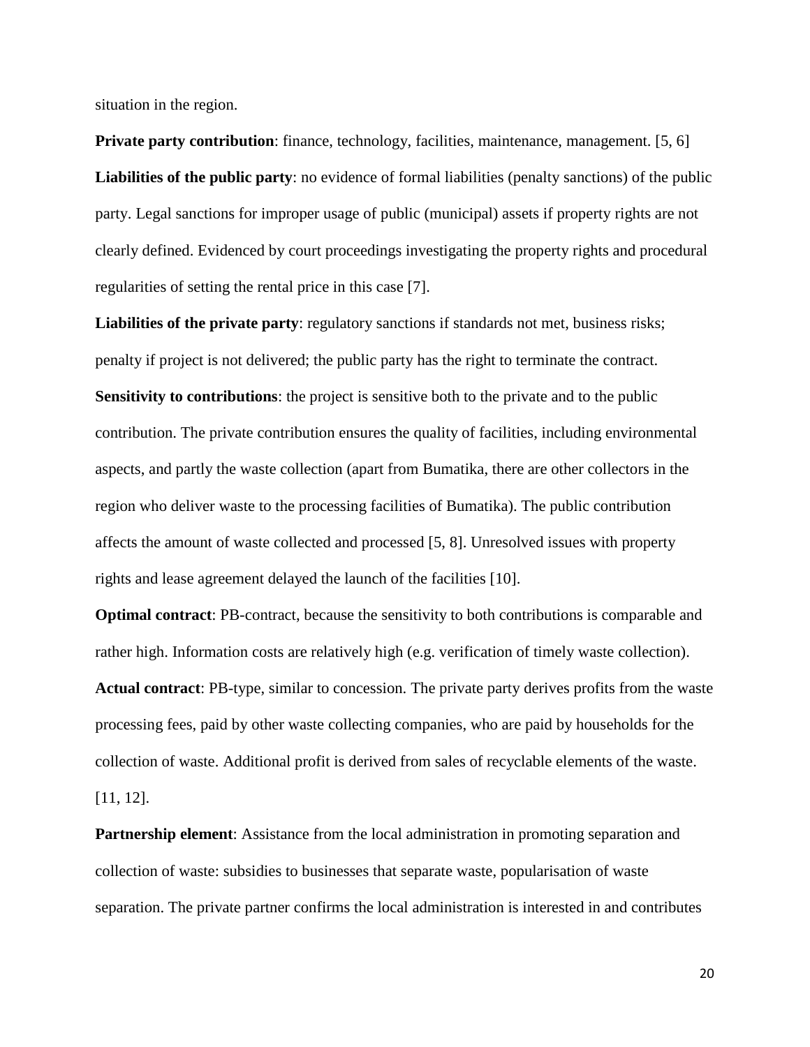situation in the region.

**Private party contribution**: finance, technology, facilities, maintenance, management. [5, 6]

**Liabilities of the public party**: no evidence of formal liabilities (penalty sanctions) of the public party. Legal sanctions for improper usage of public (municipal) assets if property rights are not clearly defined. Evidenced by court proceedings investigating the property rights and procedural regularities of setting the rental price in this case [7].

**Liabilities of the private party**: regulatory sanctions if standards not met, business risks; penalty if project is not delivered; the public party has the right to terminate the contract.

**Sensitivity to contributions**: the project is sensitive both to the private and to the public contribution. The private contribution ensures the quality of facilities, including environmental aspects, and partly the waste collection (apart from Bumatika, there are other collectors in the region who deliver waste to the processing facilities of Bumatika). The public contribution affects the amount of waste collected and processed [5, 8]. Unresolved issues with property rights and lease agreement delayed the launch of the facilities [10].

**Optimal contract**: PB-contract, because the sensitivity to both contributions is comparable and rather high. Information costs are relatively high (e.g. verification of timely waste collection).

**Actual contract**: PB-type, similar to concession. The private party derives profits from the waste processing fees, paid by other waste collecting companies, who are paid by households for the collection of waste. Additional profit is derived from sales of recyclable elements of the waste. [11, 12].

**Partnership element**: Assistance from the local administration in promoting separation and collection of waste: subsidies to businesses that separate waste, popularisation of waste separation. The private partner confirms the local administration is interested in and contributes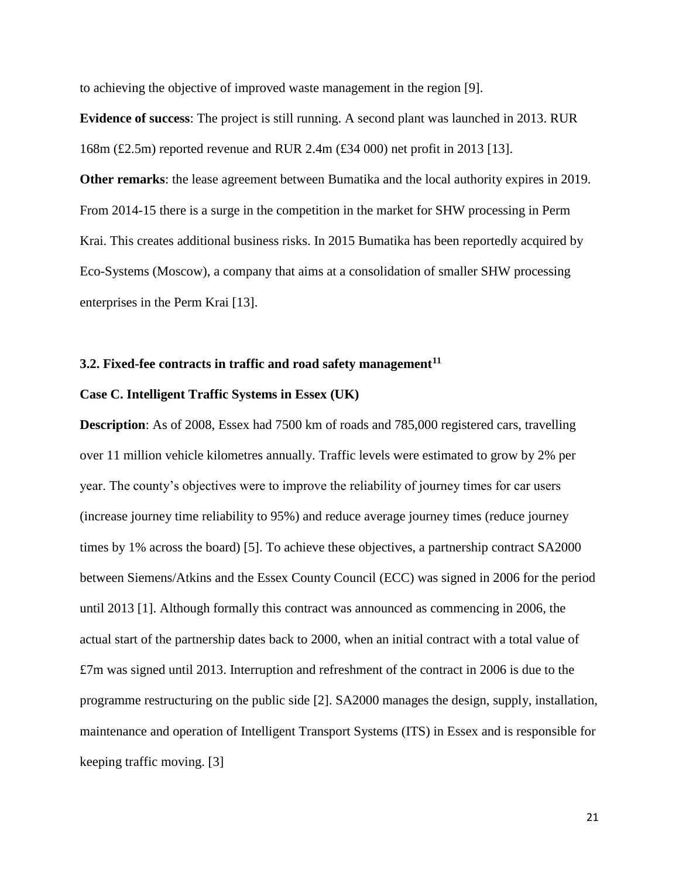to achieving the objective of improved waste management in the region [9].

**Evidence of success**: The project is still running. A second plant was launched in 2013. RUR 168m (£2.5m) reported revenue and RUR 2.4m (£34 000) net profit in 2013 [13].

**Other remarks**: the lease agreement between Bumatika and the local authority expires in 2019. From 2014-15 there is a surge in the competition in the market for SHW processing in Perm Krai. This creates additional business risks. In 2015 Bumatika has been reportedly acquired by Eco-Systems (Moscow), a company that aims at a consolidation of smaller SHW processing enterprises in the Perm Krai [13].

### 3.2. Fixed-fee contracts in traffic and road safety management[11]

**Case C. Intelligent Traffic Systems in Essex (UK)**

**Description**: As of 2008, Essex had 7500 km of roads and 785,000 registered cars, travelling over 11 million vehicle kilometres annually. Traffic levels were estimated to grow by 2% per year. The county's objectives were to improve the reliability of journey times for car users (increase journey time reliability to 95%) and reduce average journey times (reduce journey times by 1% across the board) [5]. To achieve these objectives, a partnership contract SA2000 between Siemens/Atkins and the Essex County Council (ECC) was signed in 2006 for the period until 2013 [1]. Although formally this contract was announced as commencing in 2006, the actual start of the partnership dates back to 2000, when an initial contract with a total value of £7m was signed until 2013. Interruption and refreshment of the contract in 2006 is due to the programme restructuring on the public side [2]. SA2000 manages the design, supply, installation, maintenance and operation of Intelligent Transport Systems (ITS) in Essex and is responsible for keeping traffic moving. [3]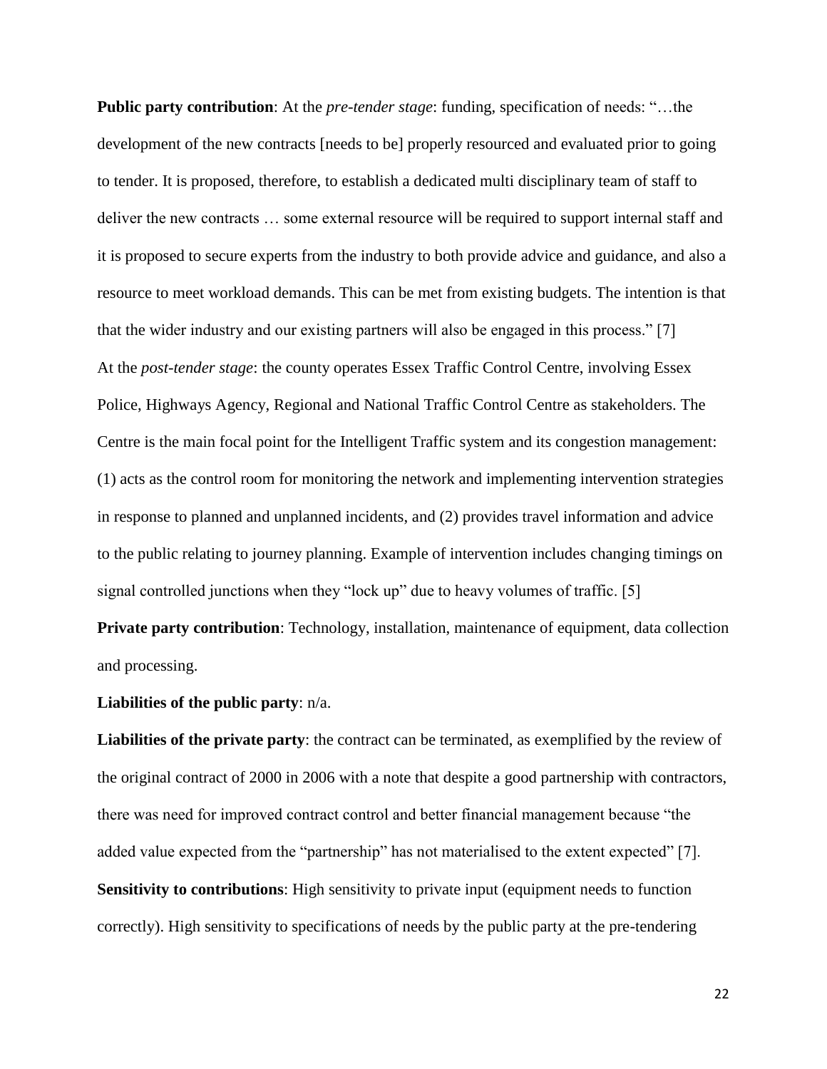**Public party contribution**: At the *pre-tender stage*: funding, specification of needs: "…the development of the new contracts [needs to be] properly resourced and evaluated prior to going to tender. It is proposed, therefore, to establish a dedicated multi disciplinary team of staff to deliver the new contracts … some external resource will be required to support internal staff and it is proposed to secure experts from the industry to both provide advice and guidance, and also a resource to meet workload demands. This can be met from existing budgets. The intention is that that the wider industry and our existing partners will also be engaged in this process." [7]

At the *post-tender stage*: the county operates Essex Traffic Control Centre, involving Essex Police, Highways Agency, Regional and National Traffic Control Centre as stakeholders. The Centre is the main focal point for the Intelligent Traffic system and its congestion management: (1) acts as the control room for monitoring the network and implementing intervention strategies in response to planned and unplanned incidents, and (2) provides travel information and advice to the public relating to journey planning. Example of intervention includes changing timings on signal controlled junctions when they "lock up" due to heavy volumes of traffic. [5]

**Private party contribution**: Technology, installation, maintenance of equipment, data collection and processing.

**Liabilities of the public party**: n/a.

**Liabilities of the private party**: the contract can be terminated, as exemplified by the review of the original contract of 2000 in 2006 with a note that despite a good partnership with contractors, there was need for improved contract control and better financial management because "the added value expected from the "partnership" has not materialised to the extent expected" [7].

**Sensitivity to contributions**: High sensitivity to private input (equipment needs to function correctly). High sensitivity to specifications of needs by the public party at the pre-tendering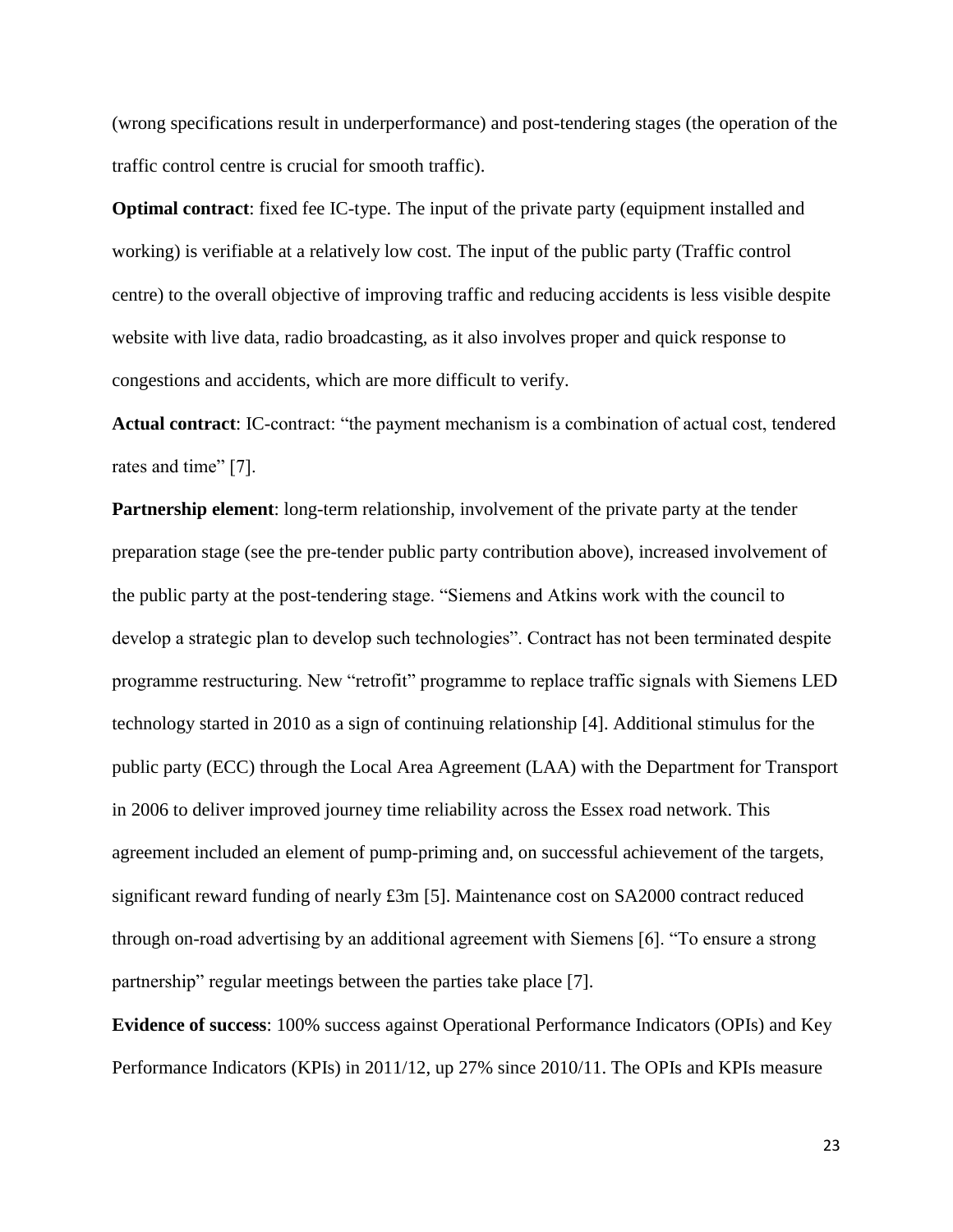(wrong specifications result in underperformance) and post-tendering stages (the operation of the traffic control centre is crucial for smooth traffic).

**Optimal contract**: fixed fee IC-type. The input of the private party (equipment installed and working) is verifiable at a relatively low cost. The input of the public party (Traffic control centre) to the overall objective of improving traffic and reducing accidents is less visible despite website with live data, radio broadcasting, as it also involves proper and quick response to congestions and accidents, which are more difficult to verify.

**Actual contract**: IC-contract: "the payment mechanism is a combination of actual cost, tendered rates and time" [7].

**Partnership element**: long-term relationship, involvement of the private party at the tender preparation stage (see the pre-tender public party contribution above), increased involvement of the public party at the post-tendering stage. "Siemens and Atkins work with the council to develop a strategic plan to develop such technologies". Contract has not been terminated despite programme restructuring. New "retrofit" programme to replace traffic signals with Siemens LED technology started in 2010 as a sign of continuing relationship [4]. Additional stimulus for the public party (ECC) through the Local Area Agreement (LAA) with the Department for Transport in 2006 to deliver improved journey time reliability across the Essex road network. This agreement included an element of pump-priming and, on successful achievement of the targets, significant reward funding of nearly £3m [5]. Maintenance cost on SA2000 contract reduced through on-road advertising by an additional agreement with Siemens [6]. "To ensure a strong partnership" regular meetings between the parties take place [7].

**Evidence of success**: 100% success against Operational Performance Indicators (OPIs) and Key Performance Indicators (KPIs) in 2011/12, up 27% since 2010/11. The OPIs and KPIs measure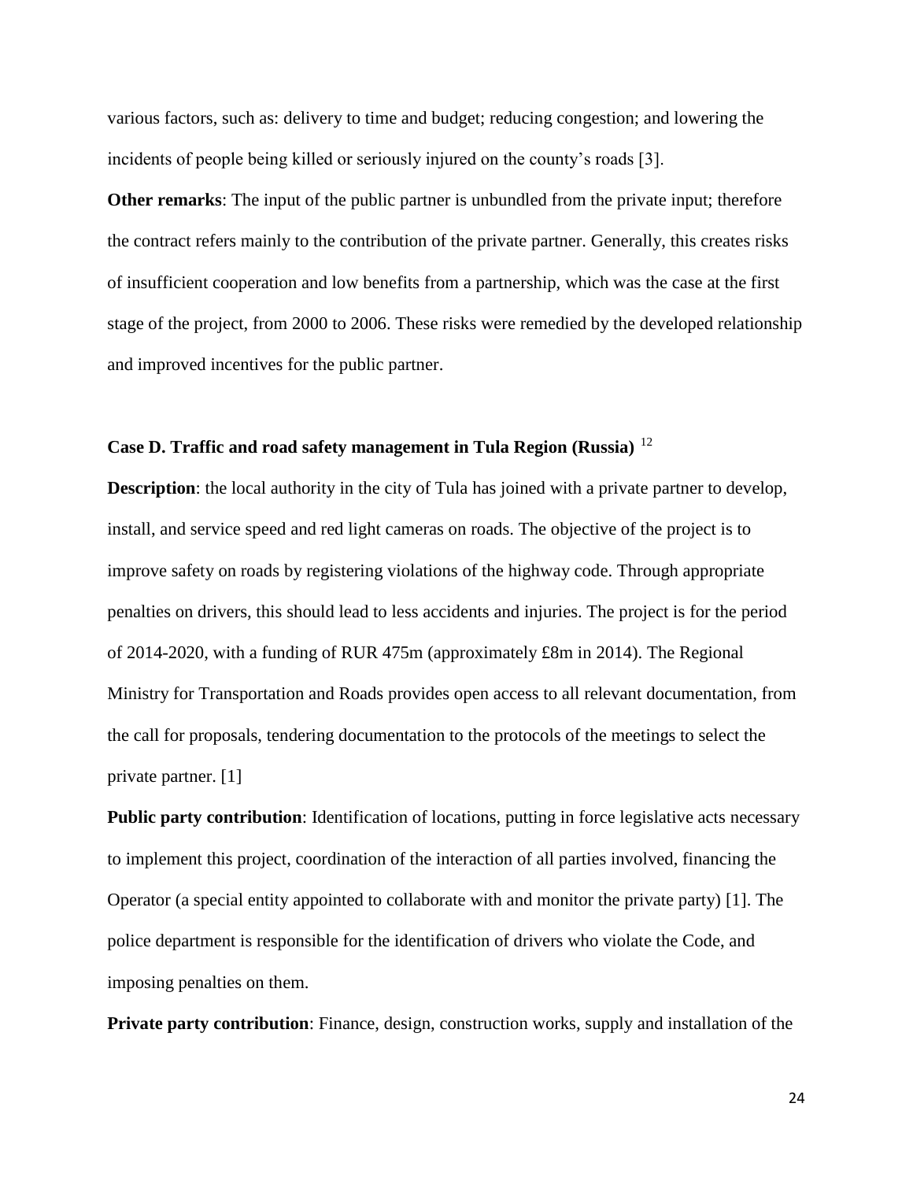various factors, such as: delivery to time and budget; reducing congestion; and lowering the incidents of people being killed or seriously injured on the county's roads [3].

**Other remarks**: The input of the public partner is unbundled from the private input; therefore the contract refers mainly to the contribution of the private partner. Generally, this creates risks of insufficient cooperation and low benefits from a partnership, which was the case at the first stage of the project, from 2000 to 2006. These risks were remedied by the developed relationship and improved incentives for the public partner.

### Case D. Traffic and road safety management in Tula Region (Russia) [12]

**Description**: the local authority in the city of Tula has joined with a private partner to develop, install, and service speed and red light cameras on roads. The objective of the project is to improve safety on roads by registering violations of the highway code. Through appropriate penalties on drivers, this should lead to less accidents and injuries. The project is for the period of 2014-2020, with a funding of RUR 475m (approximately £8m in 2014). The Regional Ministry for Transportation and Roads provides open access to all relevant documentation, from the call for proposals, tendering documentation to the protocols of the meetings to select the private partner. [1]

**Public party contribution**: Identification of locations, putting in force legislative acts necessary to implement this project, coordination of the interaction of all parties involved, financing the Operator (a special entity appointed to collaborate with and monitor the private party) [1]. The police department is responsible for the identification of drivers who violate the Code, and imposing penalties on them.

**Private party contribution**: Finance, design, construction works, supply and installation of the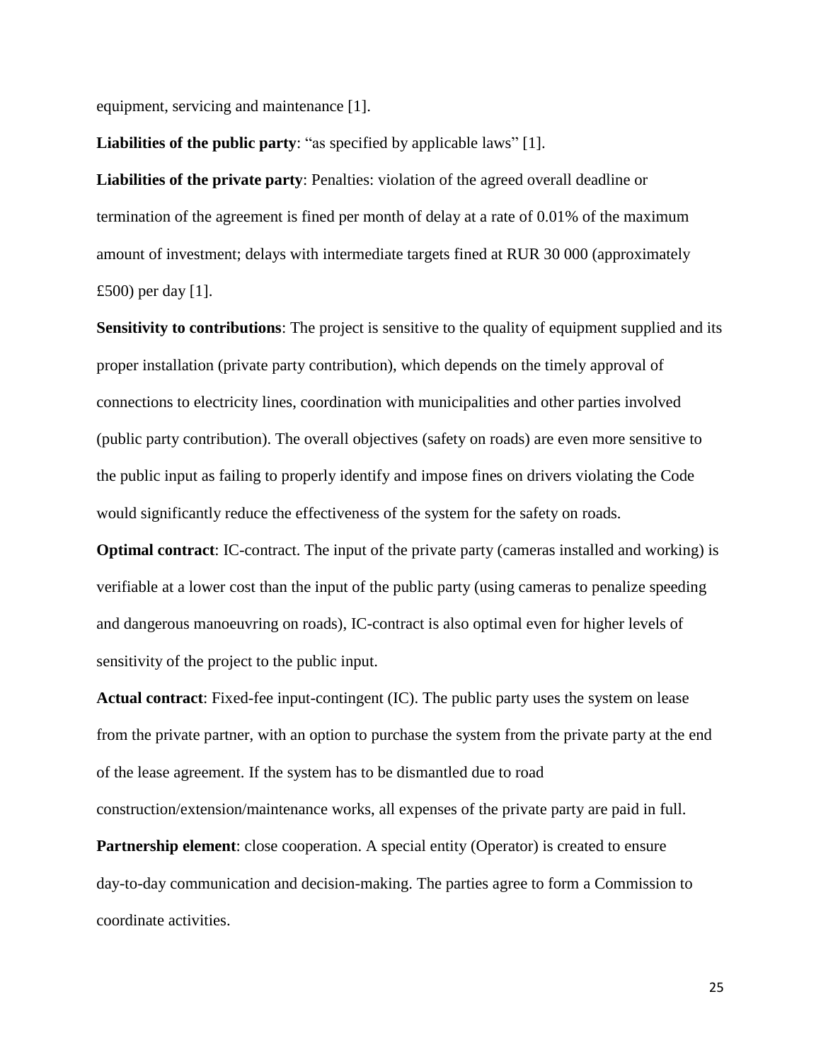equipment, servicing and maintenance [1].

**Liabilities of the public party**: "as specified by applicable laws" [1].

**Liabilities of the private party**: Penalties: violation of the agreed overall deadline or termination of the agreement is fined per month of delay at a rate of 0.01% of the maximum amount of investment; delays with intermediate targets fined at RUR 30 000 (approximately £500) per day [1].

**Sensitivity to contributions**: The project is sensitive to the quality of equipment supplied and its proper installation (private party contribution), which depends on the timely approval of connections to electricity lines, coordination with municipalities and other parties involved (public party contribution). The overall objectives (safety on roads) are even more sensitive to the public input as failing to properly identify and impose fines on drivers violating the Code would significantly reduce the effectiveness of the system for the safety on roads.

**Optimal contract**: IC-contract. The input of the private party (cameras installed and working) is verifiable at a lower cost than the input of the public party (using cameras to penalize speeding and dangerous manoeuvring on roads), IC-contract is also optimal even for higher levels of sensitivity of the project to the public input.

**Actual contract**: Fixed-fee input-contingent (IC). The public party uses the system on lease from the private partner, with an option to purchase the system from the private party at the end of the lease agreement. If the system has to be dismantled due to road construction/extension/maintenance works, all expenses of the private party are paid in full.

**Partnership element**: close cooperation. A special entity (Operator) is created to ensure day-to-day communication and decision-making. The parties agree to form a Commission to coordinate activities.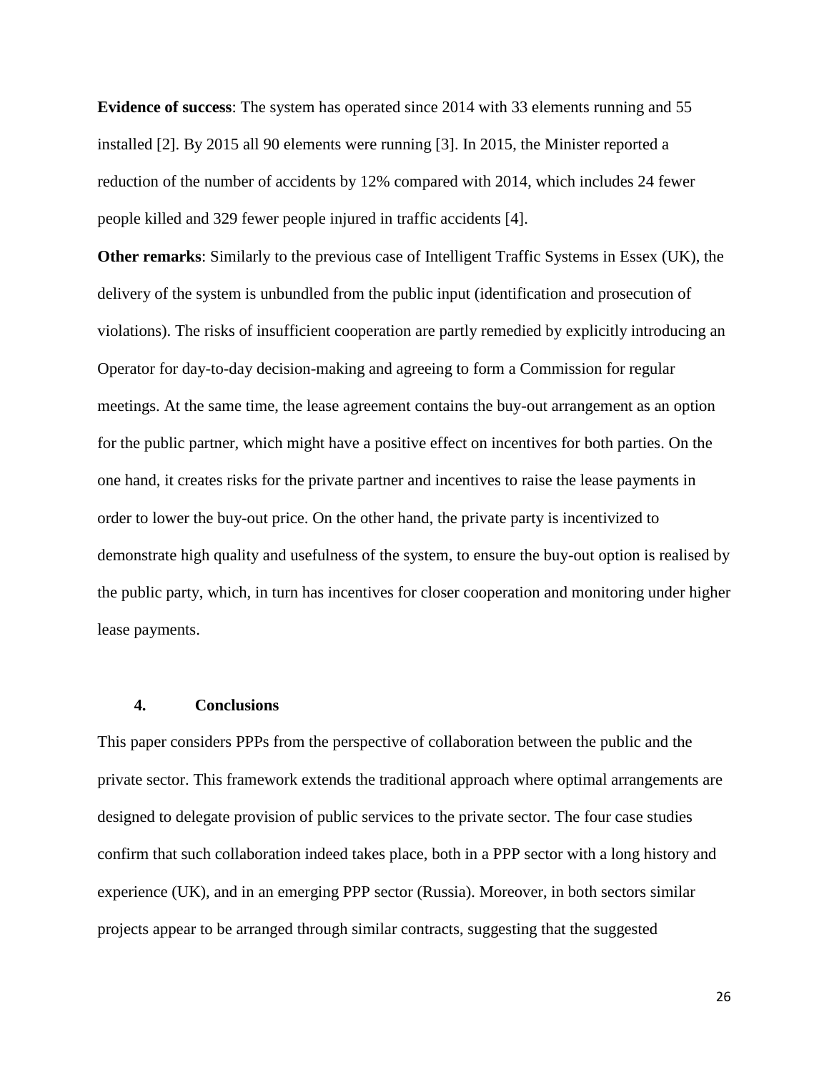**Evidence of success**: The system has operated since 2014 with 33 elements running and 55 installed [2]. By 2015 all 90 elements were running [3]. In 2015, the Minister reported a reduction of the number of accidents by 12% compared with 2014, which includes 24 fewer people killed and 329 fewer people injured in traffic accidents [4].

**Other remarks**: Similarly to the previous case of Intelligent Traffic Systems in Essex (UK), the delivery of the system is unbundled from the public input (identification and prosecution of violations). The risks of insufficient cooperation are partly remedied by explicitly introducing an Operator for day-to-day decision-making and agreeing to form a Commission for regular meetings. At the same time, the lease agreement contains the buy-out arrangement as an option for the public partner, which might have a positive effect on incentives for both parties. On the one hand, it creates risks for the private partner and incentives to raise the lease payments in order to lower the buy-out price. On the other hand, the private party is incentivized to demonstrate high quality and usefulness of the system, to ensure the buy-out option is realised by the public party, which, in turn has incentives for closer cooperation and monitoring under higher lease payments.

## 4. Conclusions

This paper considers PPPs from the perspective of collaboration between the public and the private sector. This framework extends the traditional approach where optimal arrangements are designed to delegate provision of public services to the private sector. The four case studies confirm that such collaboration indeed takes place, both in a PPP sector with a long history and experience (UK), and in an emerging PPP sector (Russia). Moreover, in both sectors similar projects appear to be arranged through similar contracts, suggesting that the suggested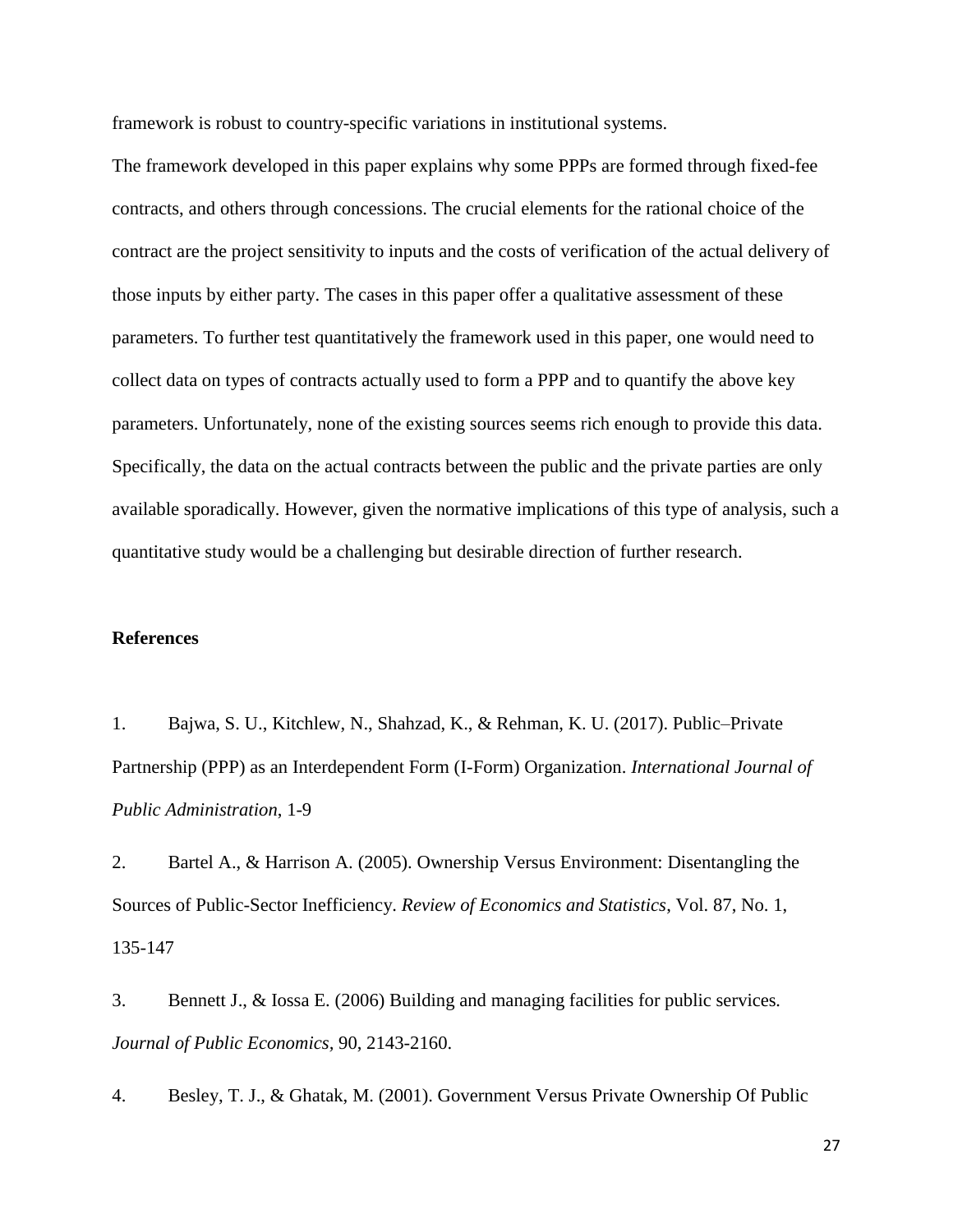framework is robust to country-specific variations in institutional systems.

The framework developed in this paper explains why some PPPs are formed through fixed-fee contracts, and others through concessions. The crucial elements for the rational choice of the contract are the project sensitivity to inputs and the costs of verification of the actual delivery of those inputs by either party. The cases in this paper offer a qualitative assessment of these parameters. To further test quantitatively the framework used in this paper, one would need to collect data on types of contracts actually used to form a PPP and to quantify the above key parameters. Unfortunately, none of the existing sources seems rich enough to provide this data. Specifically, the data on the actual contracts between the public and the private parties are only available sporadically. However, given the normative implications of this type of analysis, such a quantitative study would be a challenging but desirable direction of further research.

**References**

1. Bajwa, S. U., Kitchlew, N., Shahzad, K., & Rehman, K. U. (2017). Public–Private Partnership (PPP) as an Interdependent Form (I-Form) Organization. *International Journal of Public Administration*, 1-9

2. Bartel A., & Harrison A. (2005). Ownership Versus Environment: Disentangling the Sources of Public-Sector Inefficiency. *Review of Economics and Statistics*, Vol. 87, No. 1, 135-147

3. Bennett J., & Iossa E. (2006) Building and managing facilities for public services. *Journal of Public Economics*, 90, 2143-2160.

4. Besley, T. J., & Ghatak, M. (2001). Government Versus Private Ownership Of Public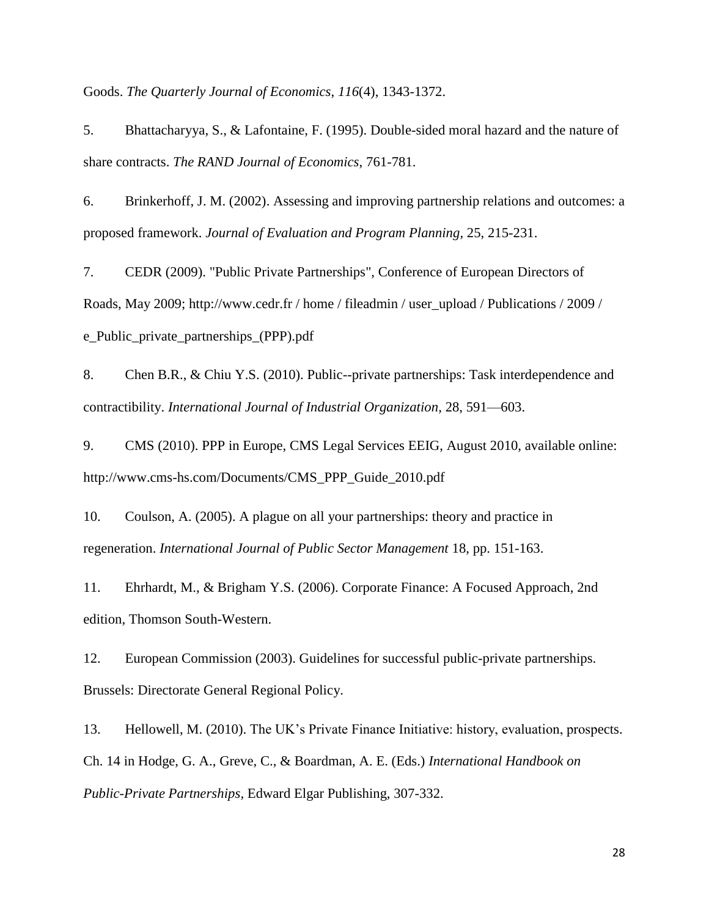Goods. *The Quarterly Journal of Economics*, *116*(4), 1343-1372.

5. Bhattacharyya, S., & Lafontaine, F. (1995). Double-sided moral hazard and the nature of share contracts. *The RAND Journal of Economics*, 761-781.

6. Brinkerhoff, J. M. (2002). Assessing and improving partnership relations and outcomes: a proposed framework. *Journal of Evaluation and Program Planning*, 25, 215-231.

7. CEDR (2009). "Public Private Partnerships", Conference of European Directors of Roads, May 2009; http://www.cedr.fr / home / fileadmin / user_upload / Publications / 2009 / e_Public_private_partnerships_(PPP).pdf

8. Chen B.R., & Chiu Y.S. (2010). Public--private partnerships: Task interdependence and contractibility. *International Journal of Industrial Organization*, 28, 591—603.

9. CMS (2010). PPP in Europe, CMS Legal Services EEIG, August 2010, available online: http://www.cms-hs.com/Documents/CMS_PPP_Guide_2010.pdf

10. Coulson, A. (2005). A plague on all your partnerships: theory and practice in regeneration. *International Journal of Public Sector Management* 18, pp. 151-163.

11. Ehrhardt, M., & Brigham Y.S. (2006). Corporate Finance: A Focused Approach, 2nd edition, Thomson South-Western.

12. European Commission (2003). Guidelines for successful public-private partnerships. Brussels: Directorate General Regional Policy.

13. Hellowell, M. (2010). The UK's Private Finance Initiative: history, evaluation, prospects. Ch. 14 in Hodge, G. A., Greve, C., & Boardman, A. E. (Eds.) *International Handbook on Public-Private Partnerships*, Edward Elgar Publishing, 307-332.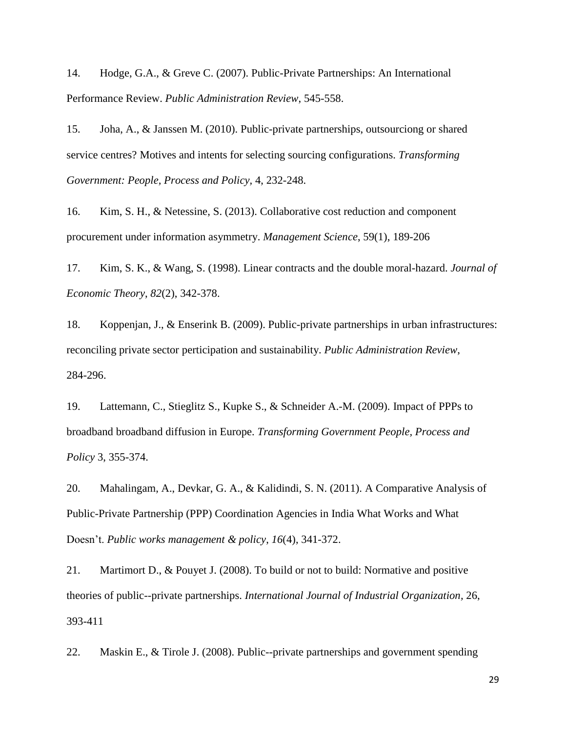14. Hodge, G.A., & Greve C. (2007). Public-Private Partnerships: An International Performance Review. *Public Administration Review*, 545-558.

15. Joha, A., & Janssen M. (2010). Public-private partnerships, outsourciong or shared service centres? Motives and intents for selecting sourcing configurations. *Transforming Government: People, Process and Policy*, 4, 232-248.

16. Kim, S. H., & Netessine, S. (2013). Collaborative cost reduction and component procurement under information asymmetry. *Management Science*, 59(1), 189-206

17. Kim, S. K., & Wang, S. (1998). Linear contracts and the double moral-hazard. *Journal of Economic Theory*, *82*(2), 342-378.

18. Koppenjan, J., & Enserink B. (2009). Public-private partnerships in urban infrastructures: reconciling private sector perticipation and sustainability. *Public Administration Review*, 284-296.

19. Lattemann, C., Stieglitz S., Kupke S., & Schneider A.-M. (2009). Impact of PPPs to broadband broadband diffusion in Europe. *Transforming Government People, Process and Policy* 3, 355-374.

20. Mahalingam, A., Devkar, G. A., & Kalidindi, S. N. (2011). A Comparative Analysis of Public-Private Partnership (PPP) Coordination Agencies in India What Works and What Doesn't. *Public works management & policy*, *16*(4), 341-372.

21. Martimort D., & Pouyet J. (2008). To build or not to build: Normative and positive theories of public--private partnerships. *International Journal of Industrial Organization*, 26, 393-411

22. Maskin E., & Tirole J. (2008). Public--private partnerships and government spending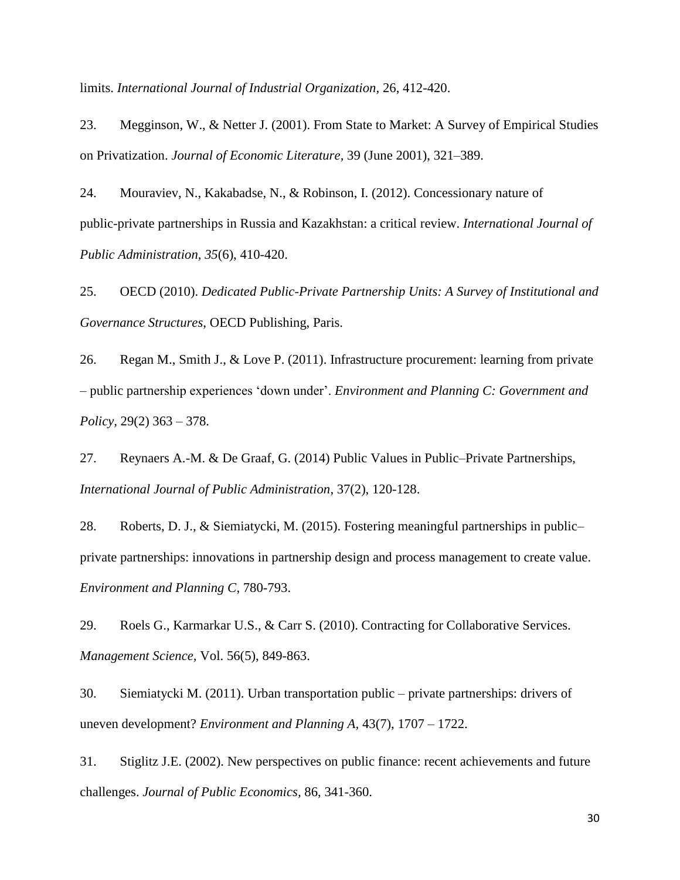limits. *International Journal of Industrial Organization,* 26, 412-420.

23. Megginson, W., & Netter J. (2001). From State to Market: A Survey of Empirical Studies on Privatization. *Journal of Economic Literature,* 39 (June 2001), 321–389.

24. Mouraviev, N., Kakabadse, N., & Robinson, I. (2012). Concessionary nature of public-private partnerships in Russia and Kazakhstan: a critical review. *International Journal of Public Administration*, *35*(6), 410-420.

25. OECD (2010). *Dedicated Public-Private Partnership Units: A Survey of Institutional and Governance Structures,* OECD Publishing, Paris.

26. Regan M., Smith J., & Love P. (2011). Infrastructure procurement: learning from private – public partnership experiences 'down under'. *Environment and Planning C: Government and Policy,* 29(2) 363 – 378.

27. Reynaers A.-M. & De Graaf, G. (2014) Public Values in Public–Private Partnerships, *International Journal of Public Administration*, 37(2), 120-128.

28. Roberts, D. J., & Siemiatycki, M. (2015). Fostering meaningful partnerships in public–private partnerships: innovations in partnership design and process management to create value. *Environment and Planning C*, 780-793.

29. Roels G., Karmarkar U.S., & Carr S. (2010). Contracting for Collaborative Services. *Management Science,* Vol. 56(5), 849-863.

30. Siemiatycki M. (2011). Urban transportation public – private partnerships: drivers of uneven development? *Environment and Planning A,* 43(7), 1707 – 1722.

31. Stiglitz J.E. (2002). New perspectives on public finance: recent achievements and future challenges. *Journal of Public Economics,* 86, 341-360.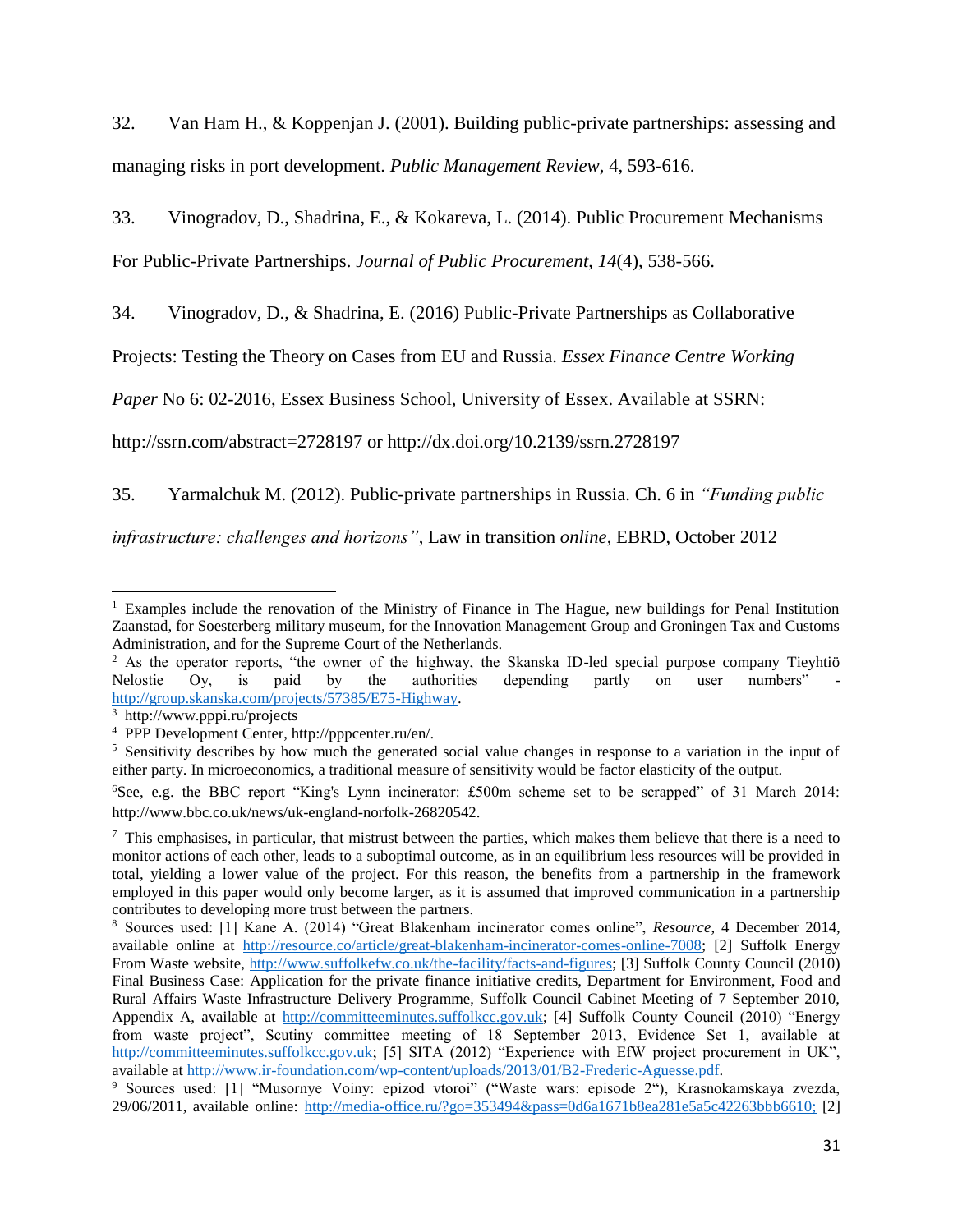32. Van Ham H., & Koppenjan J. (2001). Building public-private partnerships: assessing and managing risks in port development. *Public Management Review*, 4, 593-616.

33. Vinogradov, D., Shadrina, E., & Kokareva, L. (2014). Public Procurement Mechanisms For Public-Private Partnerships. *Journal of Public Procurement*, *14*(4), 538-566.

34. Vinogradov, D., & Shadrina, E. (2016) Public-Private Partnerships as Collaborative Projects: Testing the Theory on Cases from EU and Russia. *Essex Finance Centre Working Paper* No 6: 02-2016, Essex Business School, University of Essex. Available at SSRN: http://ssrn.com/abstract=2728197 or http://dx.doi.org/10.2139/ssrn.2728197

35. Yarmalchuk M. (2012). Public-private partnerships in Russia. Ch. 6 in *"Funding public infrastructure: challenges and horizons"*, Law in transition *online*, EBRD, October 2012

---

[1] Examples include the renovation of the Ministry of Finance in The Hague, new buildings for Penal Institution Zaanstad, for Soesterberg military museum, for the Innovation Management Group and Groningen Tax and Customs Administration, and for the Supreme Court of the Netherlands.

[2] As the operator reports, "the owner of the highway, the Skanska ID-led special purpose company Tieyhtiö Nelostie Oy, is paid by the authorities depending partly on user numbers" - http://group.skanska.com/projects/57385/E75-Highway.

[3] http://www.pppi.ru/projects

[4] PPP Development Center, http://pppcenter.ru/en/.

[5] Sensitivity describes by how much the generated social value changes in response to a variation in the input of either party. In microeconomics, a traditional measure of sensitivity would be factor elasticity of the output.

[6] See, e.g. the BBC report "King's Lynn incinerator: £500m scheme set to be scrapped" of 31 March 2014: http://www.bbc.co.uk/news/uk-england-norfolk-26820542.

[7] This emphasises, in particular, that mistrust between the parties, which makes them believe that there is a need to monitor actions of each other, leads to a suboptimal outcome, as in an equilibrium less resources will be provided in total, yielding a lower value of the project. For this reason, the benefits from a partnership in the framework employed in this paper would only become larger, as it is assumed that improved communication in a partnership contributes to developing more trust between the partners.

[8] Sources used: [1] Kane A. (2014) "Great Blakenham incinerator comes online", *Resource*, 4 December 2014, available online at http://resource.co/article/great-blakenham-incinerator-comes-online-7008; [2] Suffolk Energy From Waste website, http://www.suffolkefw.co.uk/the-facility/facts-and-figures; [3] Suffolk County Council (2010) Final Business Case: Application for the private finance initiative credits, Department for Environment, Food and Rural Affairs Waste Infrastructure Delivery Programme, Suffolk Council Cabinet Meeting of 7 September 2010, Appendix A, available at http://committeeminutes.suffolkcc.gov.uk; [4] Suffolk County Council (2010) "Energy from waste project", Scutiny committee meeting of 18 September 2013, Evidence Set 1, available at http://committeeminutes.suffolkcc.gov.uk; [5] SITA (2012) "Experience with EfW project procurement in UK", available at http://www.ir-foundation.com/wp-content/uploads/2013/01/B2-Frederic-Aguesse.pdf.

[9] Sources used: [1] "Musornye Voiny: epizod vtoroi" ("Waste wars: episode 2"), Krasnokamskaya zvezda, 29/06/2011, available online: http://media-office.ru/?go=353494&pass=0d6a1671b8ea281e5a5c42263bbb6610; [2]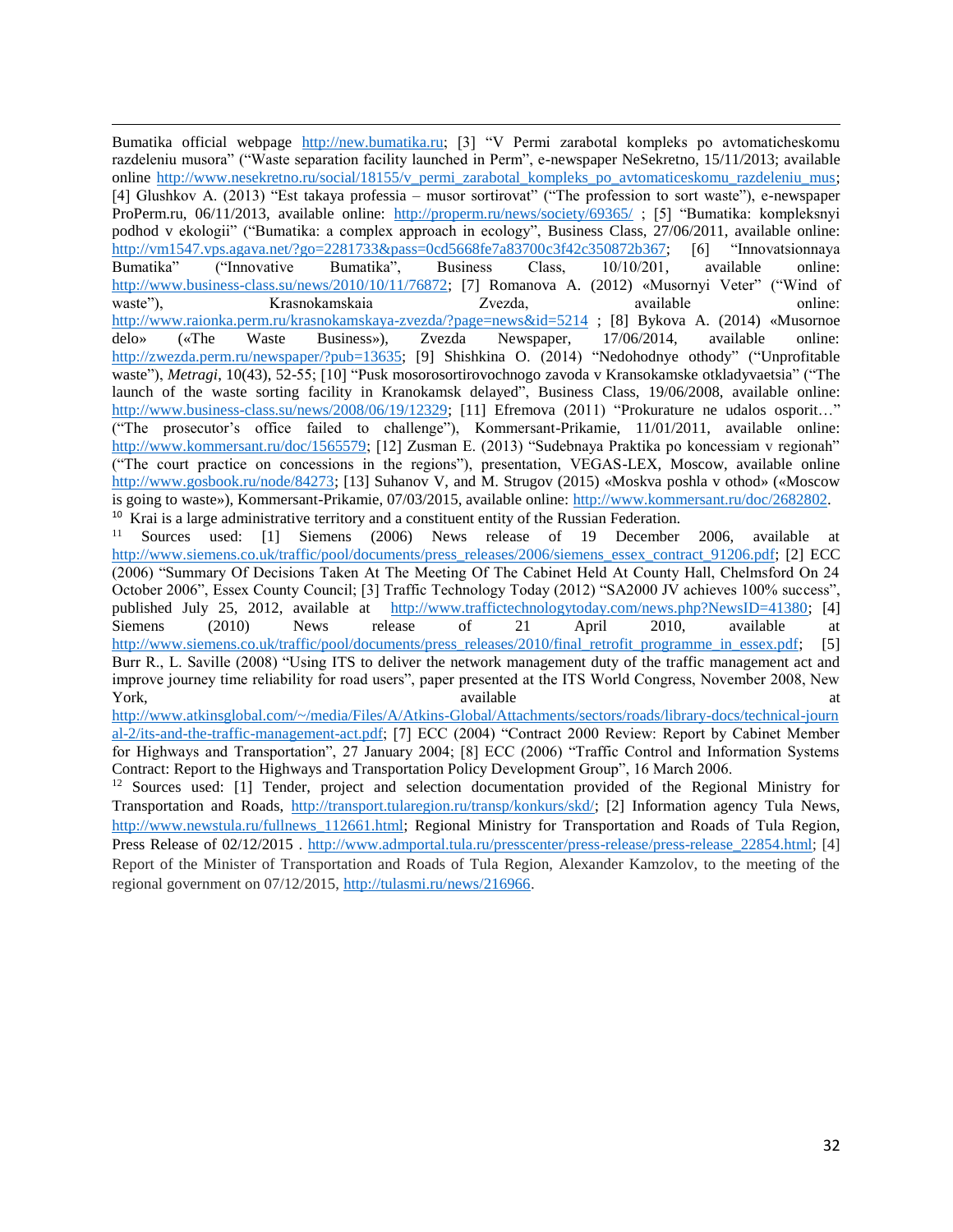Bumatika official webpage http://new.bumatika.ru; [3] "V Permi zarabotal kompleks po avtomaticheskomu razdeleniu musora" ("Waste separation facility launched in Perm", e-newspaper NeSekretno, 15/11/2013; available online http://www.nesekretno.ru/social/18155/v_permi_zarabotal_kompleks_po_avtomaticeskomu_razdeleniu_mus; [4] Glushkov A. (2013) "Est takaya professia – musor sortirovat" ("The profession to sort waste"), e-newspaper ProPerm.ru, 06/11/2013, available online: http://properm.ru/news/society/69365/ ; [5] "Bumatika: kompleksnyi podhod v ekologii" ("Bumatika: a complex approach in ecology", Business Class, 27/06/2011, available online: http://vm1547.vps.agava.net/?go=2281733&pass=0cd5668fe7a83700c3f42c350872b367; [6] "Innovatsionnaya Bumatika" ("Innovative Bumatika", Business Class, 10/10/201, available online: http://www.business-class.su/news/2010/10/11/76872; [7] Romanova A. (2012) «Musornyi Veter" ("Wind of waste"), Krasnokamskaia Zvezda, available online: http://www.raionka.perm.ru/krasnokamskaya-zvezda/?page=news&id=5214 ; [8] Bykova A. (2014) «Musornoe delo» («The Waste Business»), Zvezda Newspaper, 17/06/2014, available online: http://zwezda.perm.ru/newspaper/?pub=13635; [9] Shishkina O. (2014) "Nedohodnye othody" ("Unprofitable waste"), *Metragi*, 10(43), 52-55; [10] "Pusk mosorosortirovochnogo zavoda v Kransokamske otkladyvaetsia" ("The launch of the waste sorting facility in Kranokamsk delayed", Business Class, 19/06/2008, available online: http://www.business-class.su/news/2008/06/19/12329; [11] Efremova (2011) "Prokurature ne udalos osporit…" ("The prosecutor's office failed to challenge"), Kommersant-Prikamie, 11/01/2011, available online: http://www.kommersant.ru/doc/1565579; [12] Zusman E. (2013) "Sudebnaya Praktika po koncessiam v regionah" ("The court practice on concessions in the regions"), presentation, VEGAS-LEX, Moscow, available online http://www.gosbook.ru/node/84273; [13] Suhanov V, and M. Strugov (2015) «Moskva poshla v othod» («Moscow is going to waste»), Kommersant-Prikamie, 07/03/2015, available online: http://www.kommersant.ru/doc/2682802.

[10] Krai is a large administrative territory and a constituent entity of the Russian Federation.

[11] Sources used: [1] Siemens (2006) News release of 19 December 2006, available at http://www.siemens.co.uk/traffic/pool/documents/press_releases/2006/siemens_essex_contract_91206.pdf; [2] ECC (2006) "Summary Of Decisions Taken At The Meeting Of The Cabinet Held At County Hall, Chelmsford On 24 October 2006", Essex County Council; [3] Traffic Technology Today (2012) "SA2000 JV achieves 100% success", published July 25, 2012, available at http://www.traffictechnologytoday.com/news.php?NewsID=41380; [4] Siemens (2010) News release of 21 April 2010, available at http://www.siemens.co.uk/traffic/pool/documents/press_releases/2010/final_retrofit_programme_in_essex.pdf; [5] Burr R., L. Saville (2008) "Using ITS to deliver the network management duty of the traffic management act and improve journey time reliability for road users", paper presented at the ITS World Congress, November 2008, New York, available at http://www.atkinsglobal.com/~/media/Files/A/Atkins-Global/Attachments/sectors/roads/library-docs/technical-journal-2/its-and-the-traffic-management-act.pdf; [7] ECC (2004) "Contract 2000 Review: Report by Cabinet Member for Highways and Transportation", 27 January 2004; [8] ECC (2006) "Traffic Control and Information Systems Contract: Report to the Highways and Transportation Policy Development Group", 16 March 2006.

[12] Sources used: [1] Tender, project and selection documentation provided of the Regional Ministry for Transportation and Roads, http://transport.tularegion.ru/transp/konkurs/skd/; [2] Information agency Tula News, http://www.newstula.ru/fullnews_112661.html; Regional Ministry for Transportation and Roads of Tula Region, Press Release of 02/12/2015 . http://www.admportal.tula.ru/presscenter/press-release/press-release_22854.html; [4] Report of the Minister of Transportation and Roads of Tula Region, Alexander Kamzolov, to the meeting of the regional government on 07/12/2015, http://tulasmi.ru/news/216966.